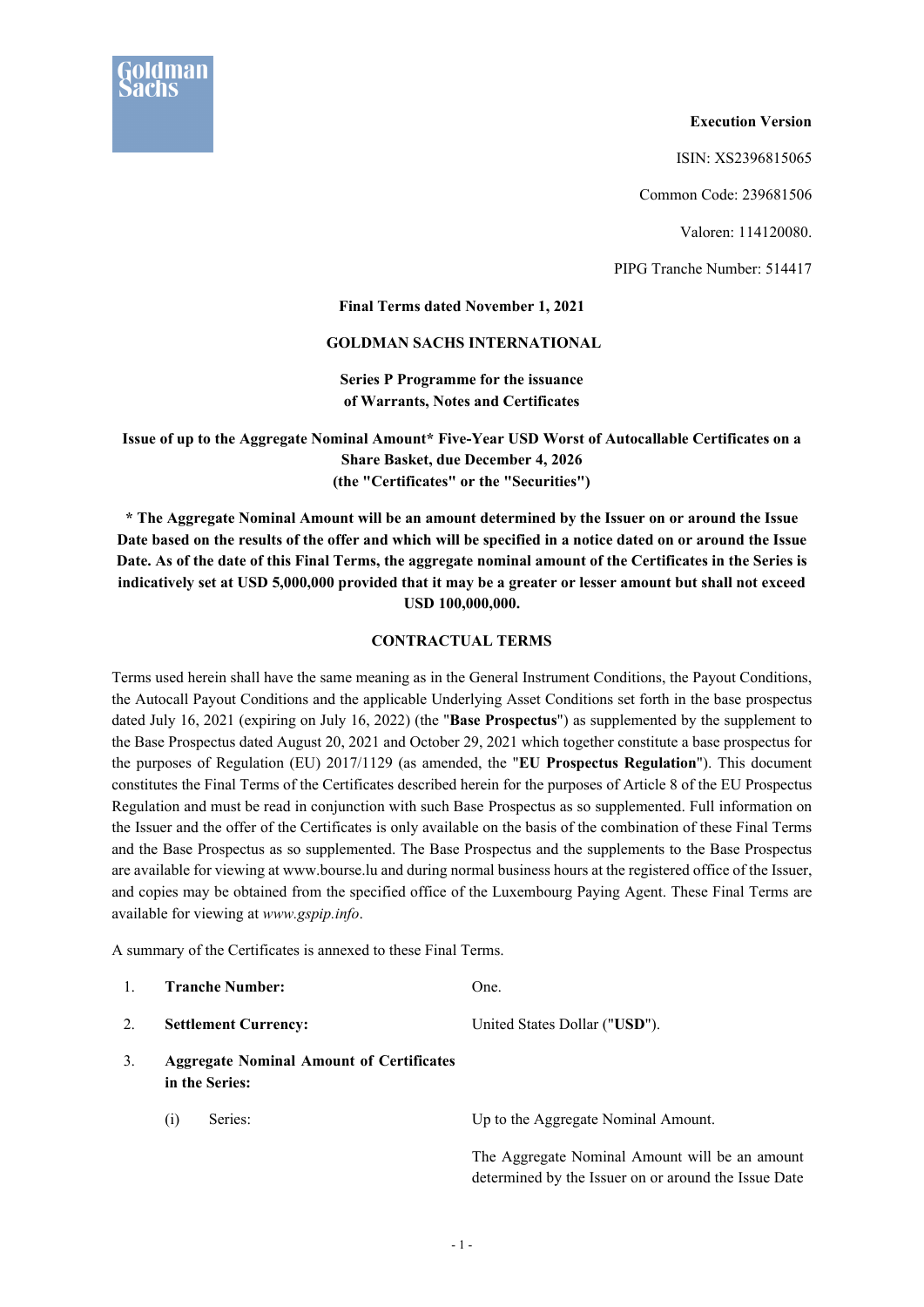**Execution Version**

ISIN: XS2396815065

Common Code: 239681506

Valoren: 114120080.

PIPG Tranche Number: 514417

**Final Terms dated November 1, 2021**

**GOLDMAN SACHS INTERNATIONAL**

**Series P Programme for the issuance of Warrants, Notes and Certificates**

**Issue of up to the Aggregate Nominal Amount\* Five-Year USD Worst of Autocallable Certificates on a Share Basket, due December 4, 2026 (the "Certificates" or the "Securities")**

**\* The Aggregate Nominal Amount will be an amount determined by the Issuer on or around the Issue Date based on the results of the offer and which will be specified in a notice dated on or around the Issue Date. As of the date of this Final Terms, the aggregate nominal amount of the Certificates in the Series is indicatively set at USD 5,000,000 provided that it may be a greater or lesser amount but shall not exceed USD 100,000,000.**

**CONTRACTUAL TERMS**

Terms used herein shall have the same meaning as in the General Instrument Conditions, the Payout Conditions, the Autocall Payout Conditions and the applicable Underlying Asset Conditions set forth in the base prospectus dated July 16, 2021 (expiring on July 16, 2022) (the "**Base Prospectus**") as supplemented by the supplement to the Base Prospectus dated August 20, 2021 and October 29, 2021 which together constitute a base prospectus for the purposes of Regulation (EU) 2017/1129 (as amended, the "**EU Prospectus Regulation**"). This document constitutes the Final Terms of the Certificates described herein for the purposes of Article 8 of the EU Prospectus Regulation and must be read in conjunction with such Base Prospectus as so supplemented. Full information on the Issuer and the offer of the Certificates is only available on the basis of the combination of these Final Terms and the Base Prospectus as so supplemented. The Base Prospectus and the supplements to the Base Prospectus are available for viewing at www.bourse.lu and during normal business hours at the registered office of the Issuer, and copies may be obtained from the specified office of the Luxembourg Paying Agent. These Final Terms are available for viewing at *www.gspip.info*.

A summary of the Certificates is annexed to these Final Terms.

1. **Tranche Number:** One.

2. **Settlement Currency:** United States Dollar ("**USD**").

3. **Aggregate Nominal Amount of Certificates in the Series:**

   (i) Series: Up to the Aggregate Nominal Amount.

   The Aggregate Nominal Amount will be an amount determined by the Issuer on or around the Issue Date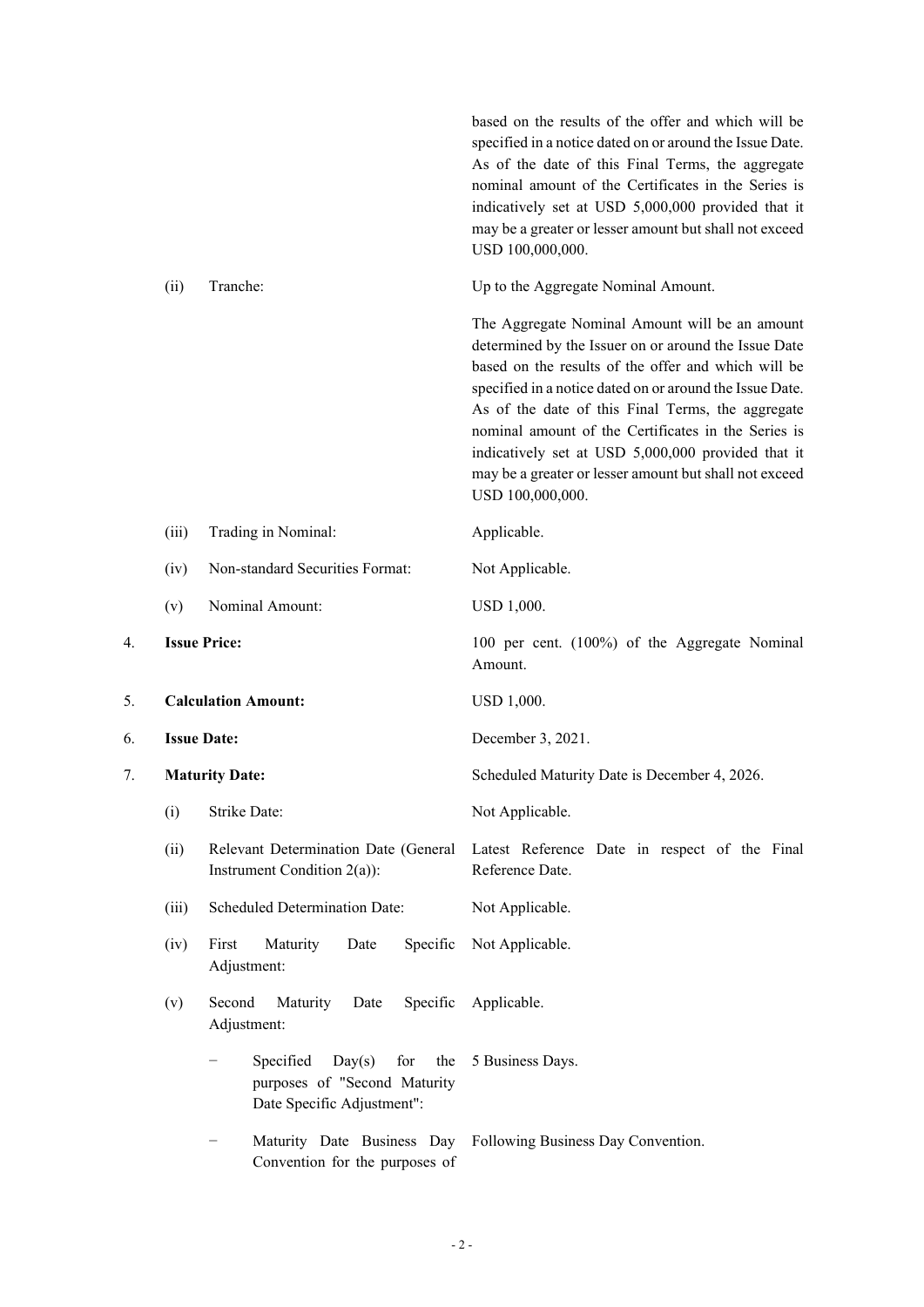| | | | |
|---|---|---|---|
| | | | based on the results of the offer and which will be specified in a notice dated on or around the Issue Date. As of the date of this Final Terms, the aggregate nominal amount of the Certificates in the Series is indicatively set at USD 5,000,000 provided that it may be a greater or lesser amount but shall not exceed USD 100,000,000. |
| | (ii) | Tranche: | Up to the Aggregate Nominal Amount.<br><br>The Aggregate Nominal Amount will be an amount determined by the Issuer on or around the Issue Date based on the results of the offer and which will be specified in a notice dated on or around the Issue Date. As of the date of this Final Terms, the aggregate nominal amount of the Certificates in the Series is indicatively set at USD 5,000,000 provided that it may be a greater or lesser amount but shall not exceed USD 100,000,000. |
| | (iii) | Trading in Nominal: | Applicable. |
| | (iv) | Non-standard Securities Format: | Not Applicable. |
| | (v) | Nominal Amount: | USD 1,000. |
| 4. | **Issue Price:** | | 100 per cent. (100%) of the Aggregate Nominal Amount. |
| 5. | **Calculation Amount:** | | USD 1,000. |
| 6. | **Issue Date:** | | December 3, 2021. |
| 7. | **Maturity Date:** | | Scheduled Maturity Date is December 4, 2026. |
| | (i) | Strike Date: | Not Applicable. |
| | (ii) | Relevant Determination Date (General Instrument Condition 2(a)): | Latest Reference Date in respect of the Final Reference Date. |
| | (iii) | Scheduled Determination Date: | Not Applicable. |
| | (iv) | First Maturity Date Specific Adjustment: | Not Applicable. |
| | (v) | Second Maturity Date Specific Adjustment: | Applicable. |
| | | − Specified Day(s) for the purposes of "Second Maturity Date Specific Adjustment": | 5 Business Days. |
| | | − Maturity Date Business Day Convention for the purposes of | Following Business Day Convention. |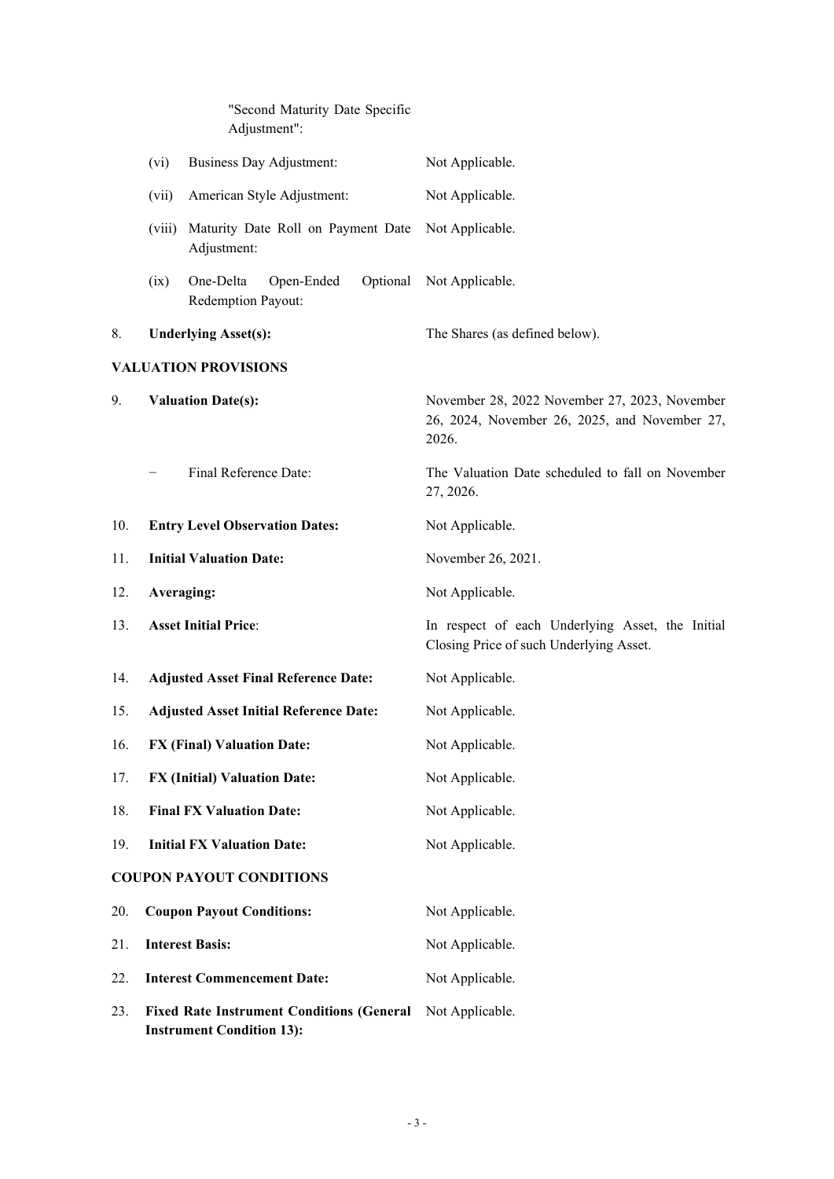"Second Maturity Date Specific Adjustment":

| | | |
|---|---|---|
| (vi) | Business Day Adjustment: | Not Applicable. |
| (vii) | American Style Adjustment: | Not Applicable. |
| (viii) | Maturity Date Roll on Payment Date Adjustment: | Not Applicable. |
| (ix) | One-Delta Open-Ended Optional Redemption Payout: | Not Applicable. |

8. **Underlying Asset(s):** The Shares (as defined below).

**VALUATION PROVISIONS**

| | | |
|---|---|---|
| 9. | **Valuation Date(s):** | November 28, 2022 November 27, 2023, November 26, 2024, November 26, 2025, and November 27, 2026. |
| − | Final Reference Date: | The Valuation Date scheduled to fall on November 27, 2026. |
| 10. | **Entry Level Observation Dates:** | Not Applicable. |
| 11. | **Initial Valuation Date:** | November 26, 2021. |
| 12. | **Averaging:** | Not Applicable. |
| 13. | **Asset Initial Price**: | In respect of each Underlying Asset, the Initial Closing Price of such Underlying Asset. |
| 14. | **Adjusted Asset Final Reference Date:** | Not Applicable. |
| 15. | **Adjusted Asset Initial Reference Date:** | Not Applicable. |
| 16. | **FX (Final) Valuation Date:** | Not Applicable. |
| 17. | **FX (Initial) Valuation Date:** | Not Applicable. |
| 18. | **Final FX Valuation Date:** | Not Applicable. |
| 19. | **Initial FX Valuation Date:** | Not Applicable. |

**COUPON PAYOUT CONDITIONS**

| | | |
|---|---|---|
| 20. | **Coupon Payout Conditions:** | Not Applicable. |
| 21. | **Interest Basis:** | Not Applicable. |
| 22. | **Interest Commencement Date:** | Not Applicable. |
| 23. | **Fixed Rate Instrument Conditions (General Instrument Condition 13):** | Not Applicable. |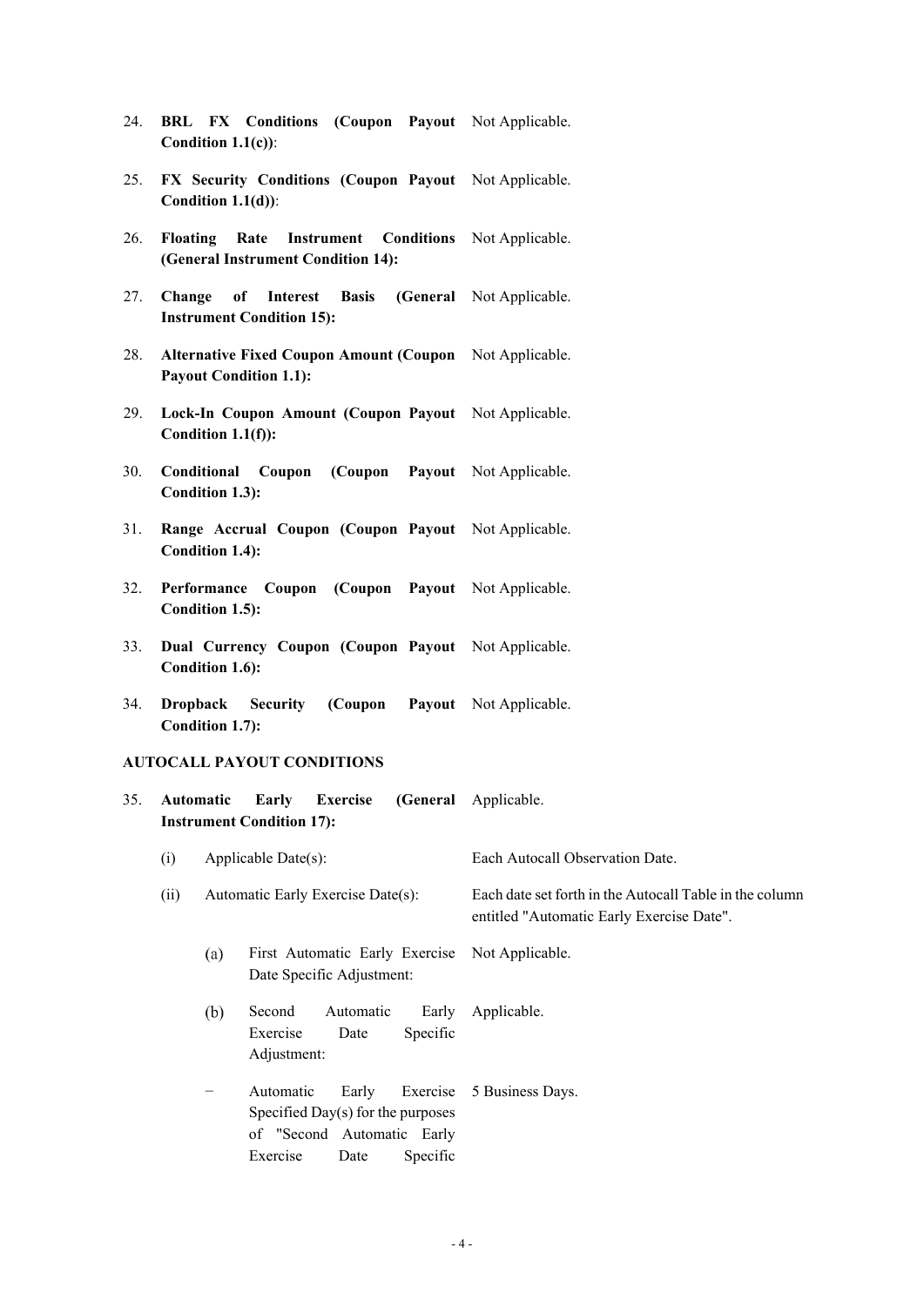24. **BRL FX Conditions (Coupon Payout Condition 1.1(c))**: Not Applicable.

25. **FX Security Conditions (Coupon Payout Condition 1.1(d))**: Not Applicable.

26. **Floating Rate Instrument Conditions (General Instrument Condition 14):** Not Applicable.

27. **Change of Interest Basis (General Instrument Condition 15):** Not Applicable.

28. **Alternative Fixed Coupon Amount (Coupon Payout Condition 1.1):** Not Applicable.

29. **Lock-In Coupon Amount (Coupon Payout Condition 1.1(f)):** Not Applicable.

30. **Conditional Coupon (Coupon Payout Condition 1.3):** Not Applicable.

31. **Range Accrual Coupon (Coupon Payout Condition 1.4):** Not Applicable.

32. **Performance Coupon (Coupon Payout Condition 1.5):** Not Applicable.

33. **Dual Currency Coupon (Coupon Payout Condition 1.6):** Not Applicable.

34. **Dropback Security (Coupon Payout Condition 1.7):** Not Applicable.

**AUTOCALL PAYOUT CONDITIONS**

35. **Automatic Early Exercise (General Instrument Condition 17):** Applicable.

    (i) Applicable Date(s): Each Autocall Observation Date.

    (ii) Automatic Early Exercise Date(s): Each date set forth in the Autocall Table in the column entitled "Automatic Early Exercise Date".

    (a) First Automatic Early Exercise Date Specific Adjustment: Not Applicable.

    (b) Second Automatic Early Exercise Date Specific Adjustment: Applicable.

    − Automatic Early Exercise Specified Day(s) for the purposes of "Second Automatic Early Exercise Date Specific 5 Business Days.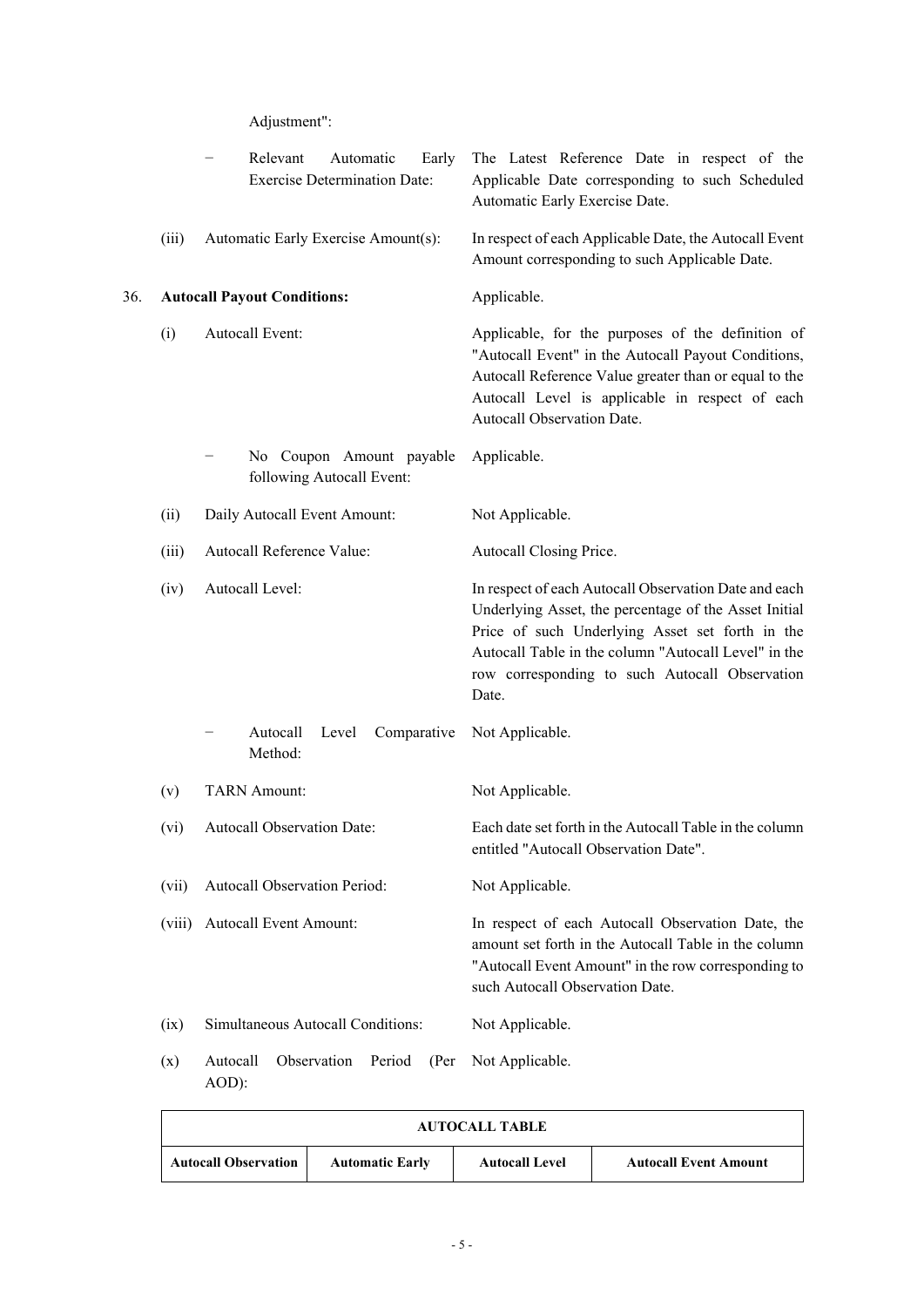Adjustment":

− Relevant Automatic Early Exercise Determination Date: The Latest Reference Date in respect of the Applicable Date corresponding to such Scheduled Automatic Early Exercise Date.

(iii) Automatic Early Exercise Amount(s): In respect of each Applicable Date, the Autocall Event Amount corresponding to such Applicable Date.

36. **Autocall Payout Conditions:** Applicable.

(i) Autocall Event: Applicable, for the purposes of the definition of "Autocall Event" in the Autocall Payout Conditions, Autocall Reference Value greater than or equal to the Autocall Level is applicable in respect of each Autocall Observation Date.

− No Coupon Amount payable following Autocall Event: Applicable.

(ii) Daily Autocall Event Amount: Not Applicable.

(iii) Autocall Reference Value: Autocall Closing Price.

(iv) Autocall Level: In respect of each Autocall Observation Date and each Underlying Asset, the percentage of the Asset Initial Price of such Underlying Asset set forth in the Autocall Table in the column "Autocall Level" in the row corresponding to such Autocall Observation Date.

− Autocall Level Comparative Method: Not Applicable.

(v) TARN Amount: Not Applicable.

(vi) Autocall Observation Date: Each date set forth in the Autocall Table in the column entitled "Autocall Observation Date".

(vii) Autocall Observation Period: Not Applicable.

(viii) Autocall Event Amount: In respect of each Autocall Observation Date, the amount set forth in the Autocall Table in the column "Autocall Event Amount" in the row corresponding to such Autocall Observation Date.

(ix) Simultaneous Autocall Conditions: Not Applicable.

(x) Autocall Observation Period (Per AOD): Not Applicable.

| AUTOCALL TABLE | | | |
|---|---|---|---|
| **Autocall Observation** | **Automatic Early** | **Autocall Level** | **Autocall Event Amount** |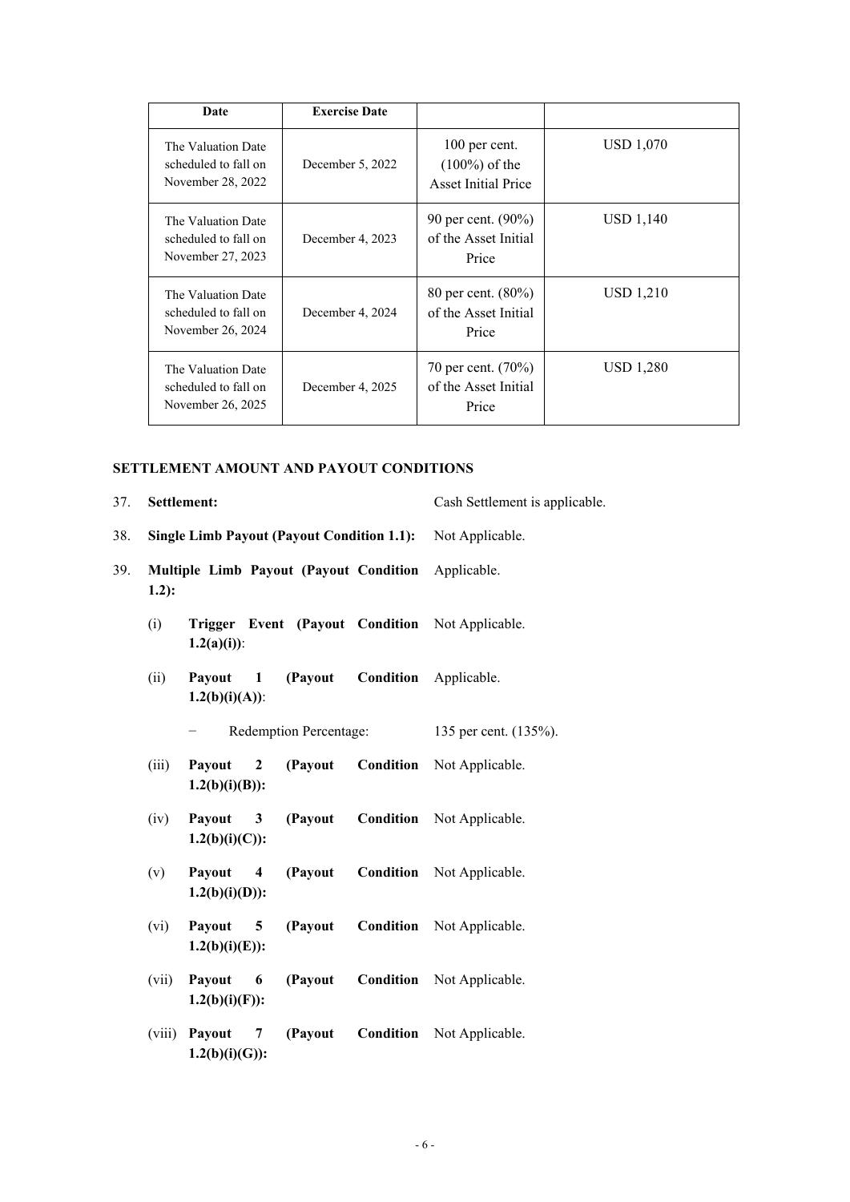| Date | Exercise Date | | |
|---|---|---|---|
| The Valuation Date scheduled to fall on November 28, 2022 | December 5, 2022 | 100 per cent. (100%) of the Asset Initial Price | USD 1,070 |
| The Valuation Date scheduled to fall on November 27, 2023 | December 4, 2023 | 90 per cent. (90%) of the Asset Initial Price | USD 1,140 |
| The Valuation Date scheduled to fall on November 26, 2024 | December 4, 2024 | 80 per cent. (80%) of the Asset Initial Price | USD 1,210 |
| The Valuation Date scheduled to fall on November 26, 2025 | December 4, 2025 | 70 per cent. (70%) of the Asset Initial Price | USD 1,280 |

**SETTLEMENT AMOUNT AND PAYOUT CONDITIONS**

37. **Settlement:** Cash Settlement is applicable.

38. **Single Limb Payout (Payout Condition 1.1):** Not Applicable.

39. **Multiple Limb Payout (Payout Condition 1.2):** Applicable.

   (i) **Trigger Event (Payout Condition 1.2(a)(i))**: Not Applicable.

   (ii) **Payout 1 (Payout Condition 1.2(b)(i)(A))**: Applicable.

   − Redemption Percentage: 135 per cent. (135%).

   (iii) **Payout 2 (Payout Condition 1.2(b)(i)(B)):** Not Applicable.

   (iv) **Payout 3 (Payout Condition 1.2(b)(i)(C)):** Not Applicable.

   (v) **Payout 4 (Payout Condition 1.2(b)(i)(D)):** Not Applicable.

   (vi) **Payout 5 (Payout Condition 1.2(b)(i)(E)):** Not Applicable.

   (vii) **Payout 6 (Payout Condition 1.2(b)(i)(F)):** Not Applicable.

   (viii) **Payout 7 (Payout Condition 1.2(b)(i)(G)):** Not Applicable.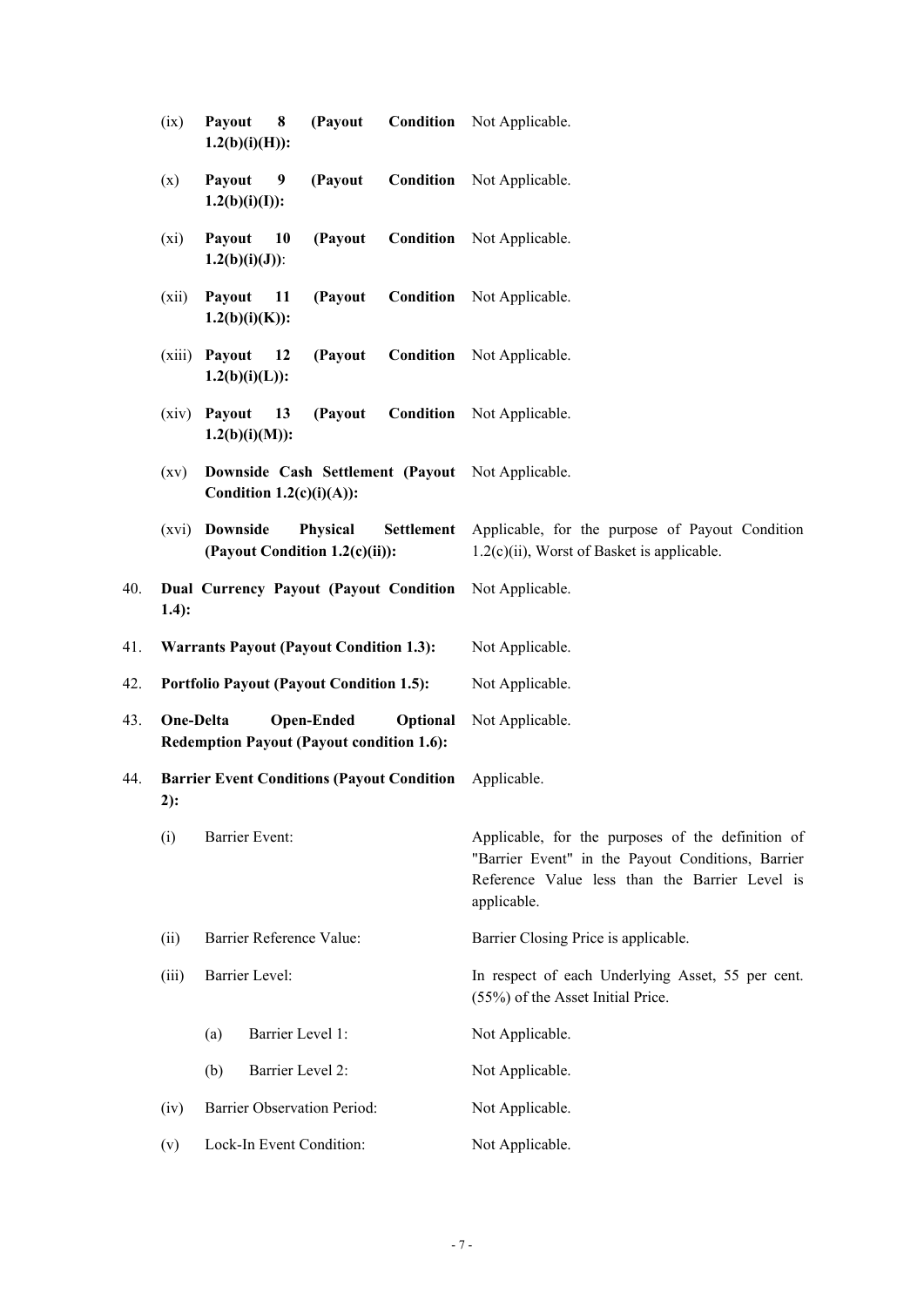| | | | |
|---|---|---|---|
| | (ix) | **Payout 8 (Payout Condition 1.2(b)(i)(H)):** | Not Applicable. |
| | (x) | **Payout 9 (Payout Condition 1.2(b)(i)(I)):** | Not Applicable. |
| | (xi) | **Payout 10 (Payout Condition 1.2(b)(i)(J))**: | Not Applicable. |
| | (xii) | **Payout 11 (Payout Condition 1.2(b)(i)(K)):** | Not Applicable. |
| | (xiii) | **Payout 12 (Payout Condition 1.2(b)(i)(L)):** | Not Applicable. |
| | (xiv) | **Payout 13 (Payout Condition 1.2(b)(i)(M)):** | Not Applicable. |
| | (xv) | **Downside Cash Settlement (Payout Condition 1.2(c)(i)(A)):** | Not Applicable. |
| | (xvi) | **Downside Physical Settlement (Payout Condition 1.2(c)(ii)):** | Applicable, for the purpose of Payout Condition 1.2(c)(ii), Worst of Basket is applicable. |
| 40. | | **Dual Currency Payout (Payout Condition 1.4):** | Not Applicable. |
| 41. | | **Warrants Payout (Payout Condition 1.3):** | Not Applicable. |
| 42. | | **Portfolio Payout (Payout Condition 1.5):** | Not Applicable. |
| 43. | | **One-Delta Open-Ended Optional Redemption Payout (Payout condition 1.6):** | Not Applicable. |
| 44. | | **Barrier Event Conditions (Payout Condition 2):** | Applicable. |
| | (i) | Barrier Event: | Applicable, for the purposes of the definition of "Barrier Event" in the Payout Conditions, Barrier Reference Value less than the Barrier Level is applicable. |
| | (ii) | Barrier Reference Value: | Barrier Closing Price is applicable. |
| | (iii) | Barrier Level: | In respect of each Underlying Asset, 55 per cent. (55%) of the Asset Initial Price. |
| | | (a) Barrier Level 1: | Not Applicable. |
| | | (b) Barrier Level 2: | Not Applicable. |
| | (iv) | Barrier Observation Period: | Not Applicable. |
| | (v) | Lock-In Event Condition: | Not Applicable. |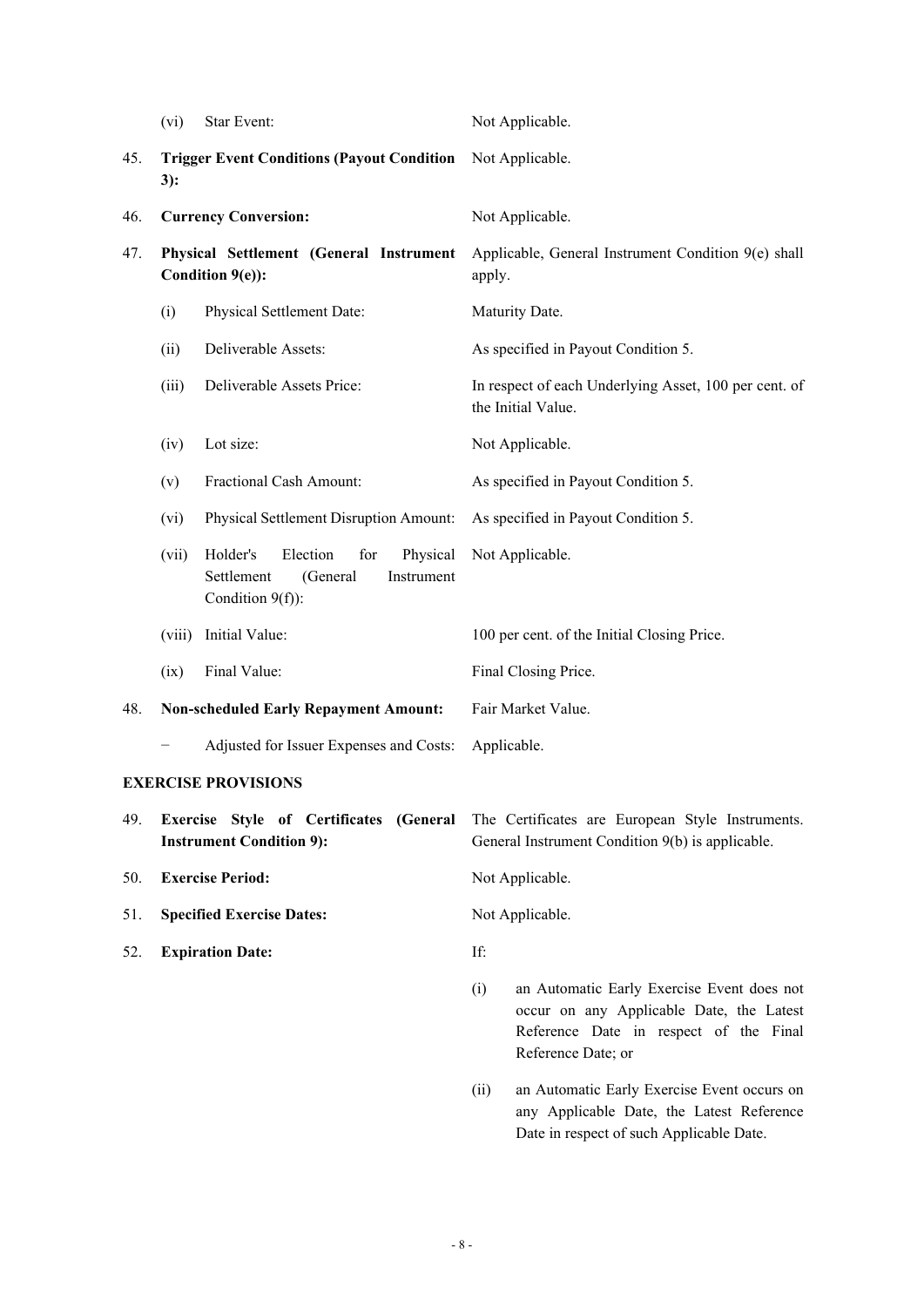| | | | |
|---|---|---|---|
| | (vi) | Star Event: | Not Applicable. |
| 45. | **Trigger Event Conditions (Payout Condition 3):** | | Not Applicable. |
| 46. | **Currency Conversion:** | | Not Applicable. |
| 47. | **Physical Settlement (General Instrument Condition 9(e)):** | | Applicable, General Instrument Condition 9(e) shall apply. |
| | (i) | Physical Settlement Date: | Maturity Date. |
| | (ii) | Deliverable Assets: | As specified in Payout Condition 5. |
| | (iii) | Deliverable Assets Price: | In respect of each Underlying Asset, 100 per cent. of the Initial Value. |
| | (iv) | Lot size: | Not Applicable. |
| | (v) | Fractional Cash Amount: | As specified in Payout Condition 5. |
| | (vi) | Physical Settlement Disruption Amount: | As specified in Payout Condition 5. |
| | (vii) | Holder's Election for Physical Settlement (General Instrument Condition 9(f)): | Not Applicable. |
| | (viii) | Initial Value: | 100 per cent. of the Initial Closing Price. |
| | (ix) | Final Value: | Final Closing Price. |
| 48. | **Non-scheduled Early Repayment Amount:** | | Fair Market Value. |
| | − | Adjusted for Issuer Expenses and Costs: | Applicable. |

**EXERCISE PROVISIONS**

| | | |
|---|---|---|
| 49. | **Exercise Style of Certificates (General Instrument Condition 9):** | The Certificates are European Style Instruments. General Instrument Condition 9(b) is applicable. |
| 50. | **Exercise Period:** | Not Applicable. |
| 51. | **Specified Exercise Dates:** | Not Applicable. |
| 52. | **Expiration Date:** | If:<br><br>(i) an Automatic Early Exercise Event does not occur on any Applicable Date, the Latest Reference Date in respect of the Final Reference Date; or<br><br>(ii) an Automatic Early Exercise Event occurs on any Applicable Date, the Latest Reference Date in respect of such Applicable Date. |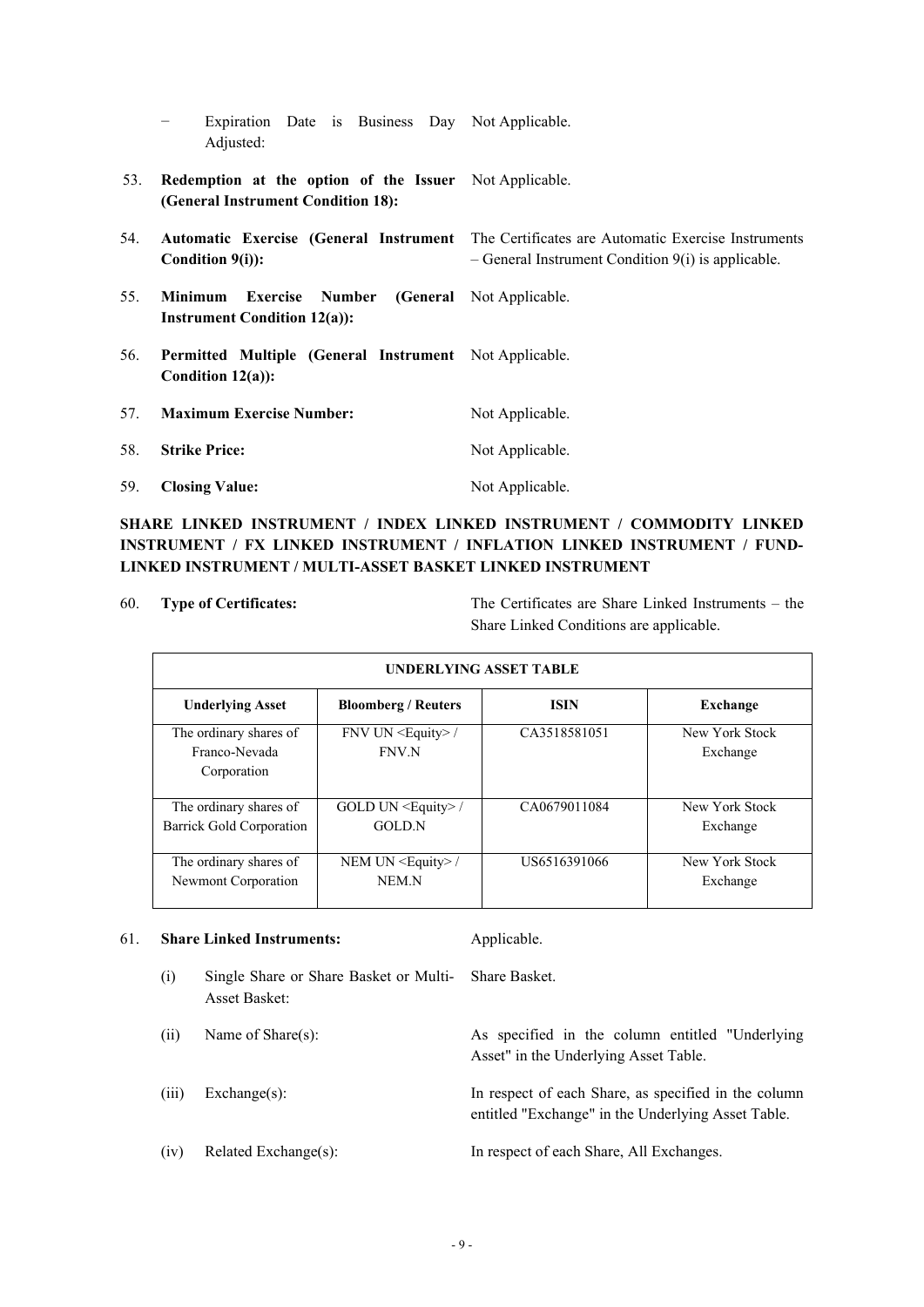− Expiration Date is Business Day Adjusted: Not Applicable.

53. **Redemption at the option of the Issuer (General Instrument Condition 18):** Not Applicable.

54. **Automatic Exercise (General Instrument Condition 9(i)):** The Certificates are Automatic Exercise Instruments – General Instrument Condition 9(i) is applicable.

55. **Minimum Exercise Number (General Instrument Condition 12(a)):** Not Applicable.

56. **Permitted Multiple (General Instrument Condition 12(a)):** Not Applicable.

57. **Maximum Exercise Number:** Not Applicable.

58. **Strike Price:** Not Applicable.

59. **Closing Value:** Not Applicable.

**SHARE LINKED INSTRUMENT / INDEX LINKED INSTRUMENT / COMMODITY LINKED INSTRUMENT / FX LINKED INSTRUMENT / INFLATION LINKED INSTRUMENT / FUND-LINKED INSTRUMENT / MULTI-ASSET BASKET LINKED INSTRUMENT**

60. **Type of Certificates:** The Certificates are Share Linked Instruments – the Share Linked Conditions are applicable.

| UNDERLYING ASSET TABLE | | | |
|---|---|---|---|
| **Underlying Asset** | **Bloomberg / Reuters** | **ISIN** | **Exchange** |
| The ordinary shares of Franco-Nevada Corporation | FNV UN <Equity> / FNV.N | CA3518581051 | New York Stock Exchange |
| The ordinary shares of Barrick Gold Corporation | GOLD UN <Equity> / GOLD.N | CA0679011084 | New York Stock Exchange |
| The ordinary shares of Newmont Corporation | NEM UN <Equity> / NEM.N | US6516391066 | New York Stock Exchange |

61. **Share Linked Instruments:** Applicable.

(i) Single Share or Share Basket or Multi-Asset Basket: Share Basket.

(ii) Name of Share(s): As specified in the column entitled "Underlying Asset" in the Underlying Asset Table.

(iii) Exchange(s): In respect of each Share, as specified in the column entitled "Exchange" in the Underlying Asset Table.

(iv) Related Exchange(s): In respect of each Share, All Exchanges.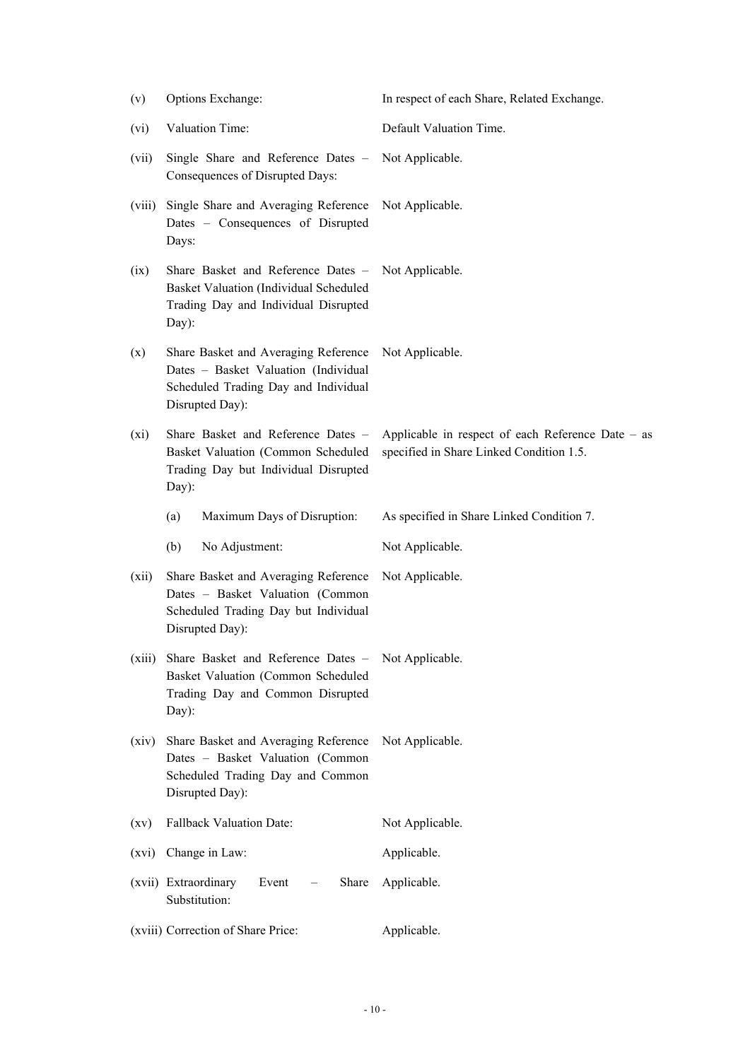| | | |
|---|---|---|
| (v) | Options Exchange: | In respect of each Share, Related Exchange. |
| (vi) | Valuation Time: | Default Valuation Time. |
| (vii) | Single Share and Reference Dates – Consequences of Disrupted Days: | Not Applicable. |
| (viii) | Single Share and Averaging Reference Dates – Consequences of Disrupted Days: | Not Applicable. |
| (ix) | Share Basket and Reference Dates – Basket Valuation (Individual Scheduled Trading Day and Individual Disrupted Day): | Not Applicable. |
| (x) | Share Basket and Averaging Reference Dates – Basket Valuation (Individual Scheduled Trading Day and Individual Disrupted Day): | Not Applicable. |
| (xi) | Share Basket and Reference Dates – Basket Valuation (Common Scheduled Trading Day but Individual Disrupted Day): | Applicable in respect of each Reference Date – as specified in Share Linked Condition 1.5. |
| | (a) Maximum Days of Disruption: | As specified in Share Linked Condition 7. |
| | (b) No Adjustment: | Not Applicable. |
| (xii) | Share Basket and Averaging Reference Dates – Basket Valuation (Common Scheduled Trading Day but Individual Disrupted Day): | Not Applicable. |
| (xiii) | Share Basket and Reference Dates – Basket Valuation (Common Scheduled Trading Day and Common Disrupted Day): | Not Applicable. |
| (xiv) | Share Basket and Averaging Reference Dates – Basket Valuation (Common Scheduled Trading Day and Common Disrupted Day): | Not Applicable. |
| (xv) | Fallback Valuation Date: | Not Applicable. |
| (xvi) | Change in Law: | Applicable. |
| (xvii) | Extraordinary Event – Share Substitution: | Applicable. |
| (xviii) | Correction of Share Price: | Applicable. |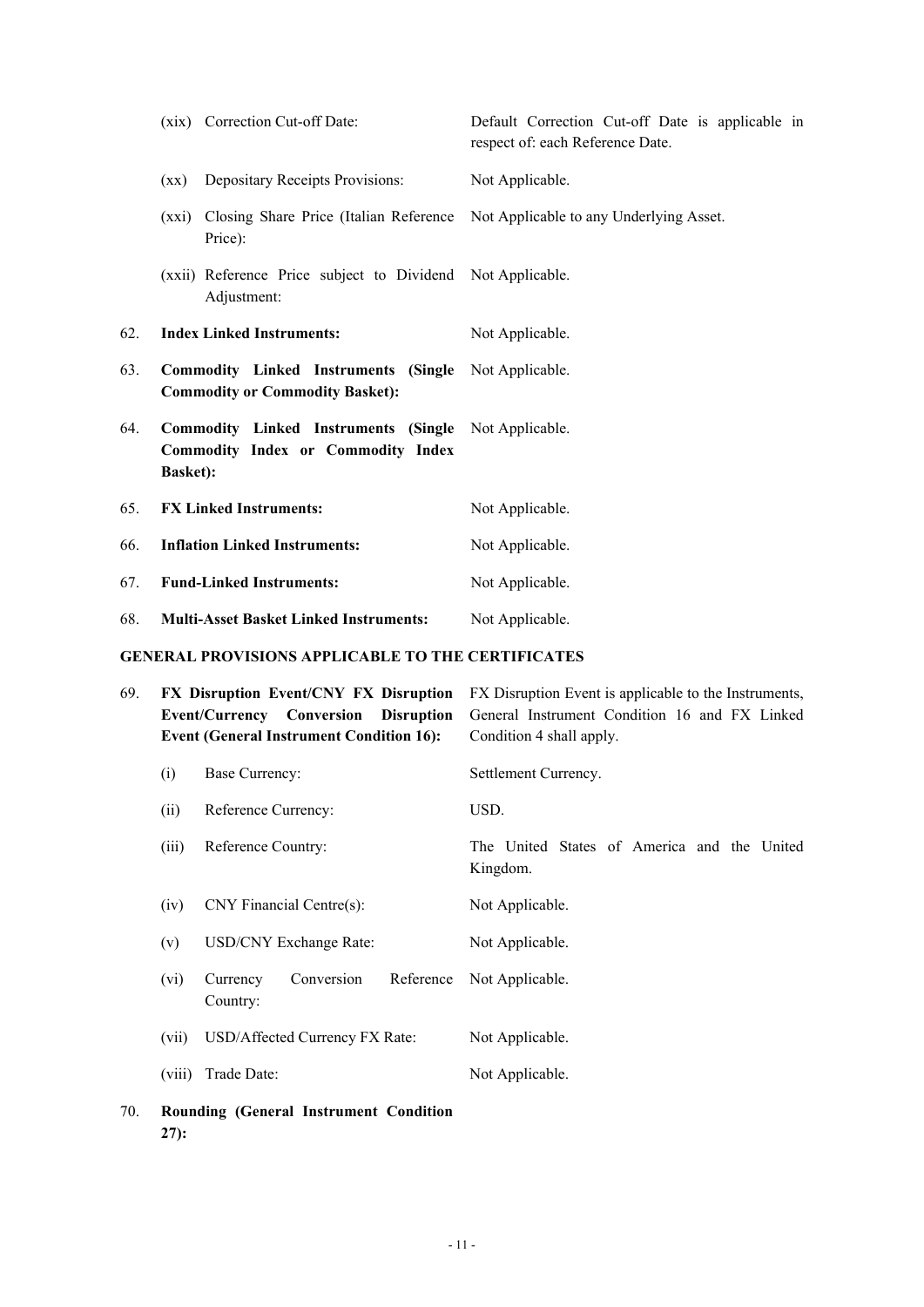| | | | |
|---|---|---|---|
| | (xix) | Correction Cut-off Date: | Default Correction Cut-off Date is applicable in respect of: each Reference Date. |
| | (xx) | Depositary Receipts Provisions: | Not Applicable. |
| | (xxi) | Closing Share Price (Italian Reference Price): | Not Applicable to any Underlying Asset. |
| | (xxii) | Reference Price subject to Dividend Adjustment: | Not Applicable. |
| 62. | **Index Linked Instruments:** | | Not Applicable. |
| 63. | **Commodity Linked Instruments (Single Commodity or Commodity Basket):** | | Not Applicable. |
| 64. | **Commodity Linked Instruments (Single Commodity Index or Commodity Index Basket):** | | Not Applicable. |
| 65. | **FX Linked Instruments:** | | Not Applicable. |
| 66. | **Inflation Linked Instruments:** | | Not Applicable. |
| 67. | **Fund-Linked Instruments:** | | Not Applicable. |
| 68. | **Multi-Asset Basket Linked Instruments:** | | Not Applicable. |

**GENERAL PROVISIONS APPLICABLE TO THE CERTIFICATES**

| | | | |
|---|---|---|---|
| 69. | **FX Disruption Event/CNY FX Disruption Event/Currency Conversion Disruption Event (General Instrument Condition 16):** | | FX Disruption Event is applicable to the Instruments, General Instrument Condition 16 and FX Linked Condition 4 shall apply. |
| | (i) | Base Currency: | Settlement Currency. |
| | (ii) | Reference Currency: | USD. |
| | (iii) | Reference Country: | The United States of America and the United Kingdom. |
| | (iv) | CNY Financial Centre(s): | Not Applicable. |
| | (v) | USD/CNY Exchange Rate: | Not Applicable. |
| | (vi) | Currency Conversion Reference Country: | Not Applicable. |
| | (vii) | USD/Affected Currency FX Rate: | Not Applicable. |
| | (viii) | Trade Date: | Not Applicable. |
| 70. | **Rounding (General Instrument Condition 27):** | | |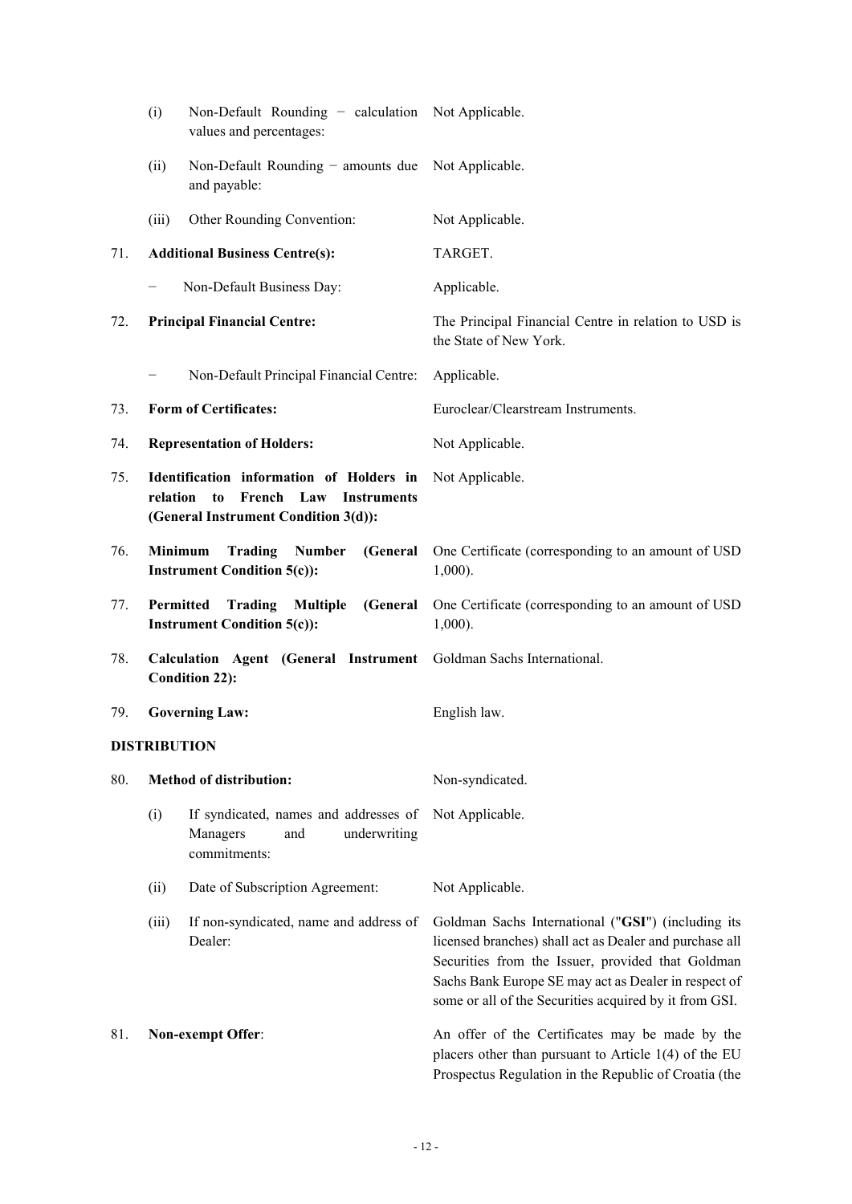| | | |
|---|---|---|
| | (i) Non-Default Rounding − calculation values and percentages: | Not Applicable. |
| | (ii) Non-Default Rounding − amounts due and payable: | Not Applicable. |
| | (iii) Other Rounding Convention: | Not Applicable. |
| 71. | **Additional Business Centre(s):** | TARGET. |
| | − Non-Default Business Day: | Applicable. |
| 72. | **Principal Financial Centre:** | The Principal Financial Centre in relation to USD is the State of New York. |
| | − Non-Default Principal Financial Centre: | Applicable. |
| 73. | **Form of Certificates:** | Euroclear/Clearstream Instruments. |
| 74. | **Representation of Holders:** | Not Applicable. |
| 75. | **Identification information of Holders in relation to French Law Instruments (General Instrument Condition 3(d)):** | Not Applicable. |
| 76. | **Minimum Trading Number (General Instrument Condition 5(c)):** | One Certificate (corresponding to an amount of USD 1,000). |
| 77. | **Permitted Trading Multiple (General Instrument Condition 5(c)):** | One Certificate (corresponding to an amount of USD 1,000). |
| 78. | **Calculation Agent (General Instrument Condition 22):** | Goldman Sachs International. |
| 79. | **Governing Law:** | English law. |

**DISTRIBUTION**

| | | |
|---|---|---|
| 80. | **Method of distribution:** | Non-syndicated. |
| | (i) If syndicated, names and addresses of Managers and underwriting commitments: | Not Applicable. |
| | (ii) Date of Subscription Agreement: | Not Applicable. |
| | (iii) If non-syndicated, name and address of Dealer: | Goldman Sachs International ("**GSI**") (including its licensed branches) shall act as Dealer and purchase all Securities from the Issuer, provided that Goldman Sachs Bank Europe SE may act as Dealer in respect of some or all of the Securities acquired by it from GSI. |
| 81. | **Non-exempt Offer**: | An offer of the Certificates may be made by the placers other than pursuant to Article 1(4) of the EU Prospectus Regulation in the Republic of Croatia (the |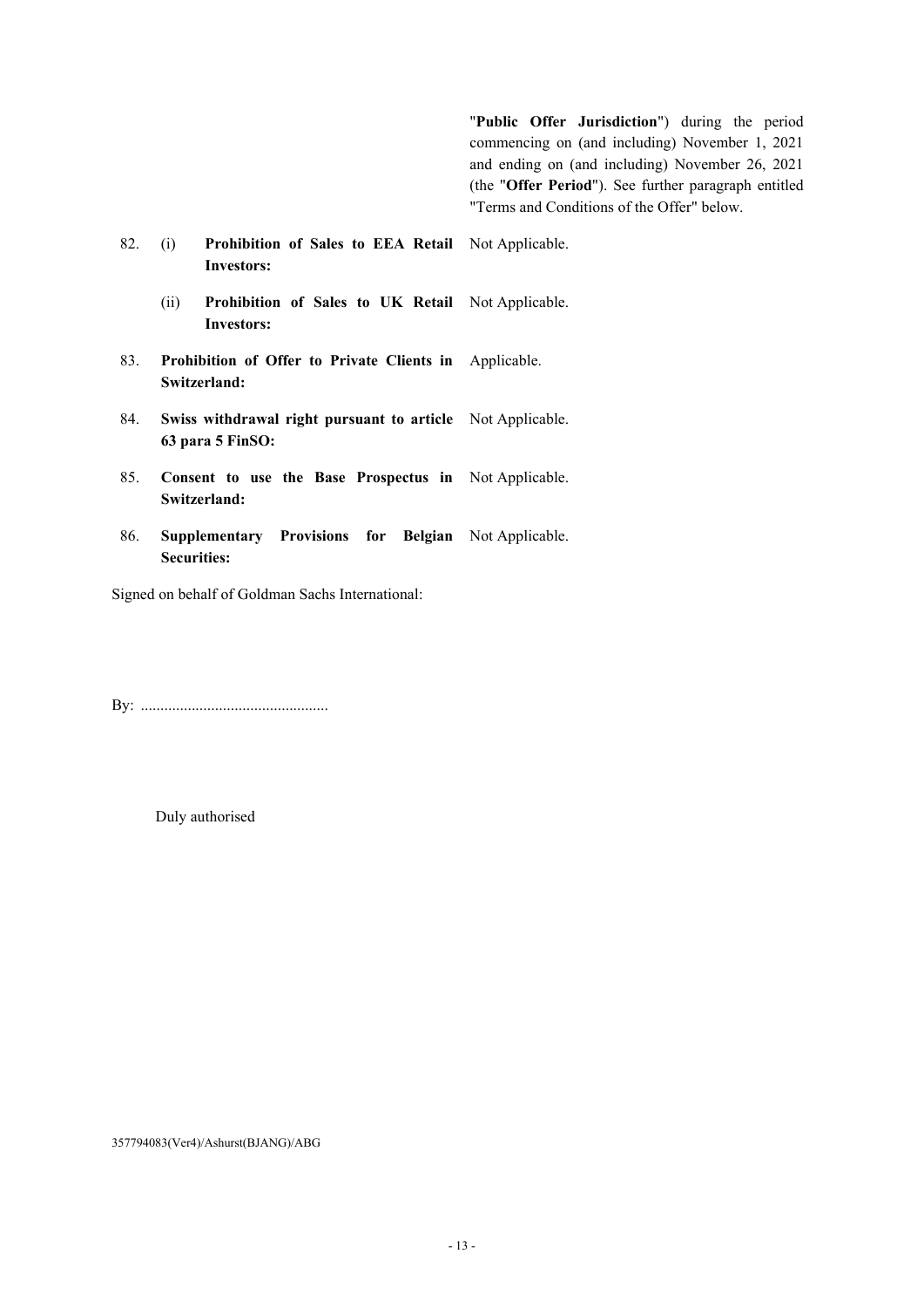"**Public Offer Jurisdiction**") during the period commencing on (and including) November 1, 2021 and ending on (and including) November 26, 2021 (the "**Offer Period**"). See further paragraph entitled "Terms and Conditions of the Offer" below.

| | | | |
|---|---|---|---|
| 82. | (i) | **Prohibition of Sales to EEA Retail Investors:** | Not Applicable. |
| | (ii) | **Prohibition of Sales to UK Retail Investors:** | Not Applicable. |
| 83. | | **Prohibition of Offer to Private Clients in Switzerland:** | Applicable. |
| 84. | | **Swiss withdrawal right pursuant to article 63 para 5 FinSO:** | Not Applicable. |
| 85. | | **Consent to use the Base Prospectus in Switzerland:** | Not Applicable. |
| 86. | | **Supplementary Provisions for Belgian Securities:** | Not Applicable. |

Signed on behalf of Goldman Sachs International:

By: ................................................

Duly authorised

357794083(Ver4)/Ashurst(BJANG)/ABG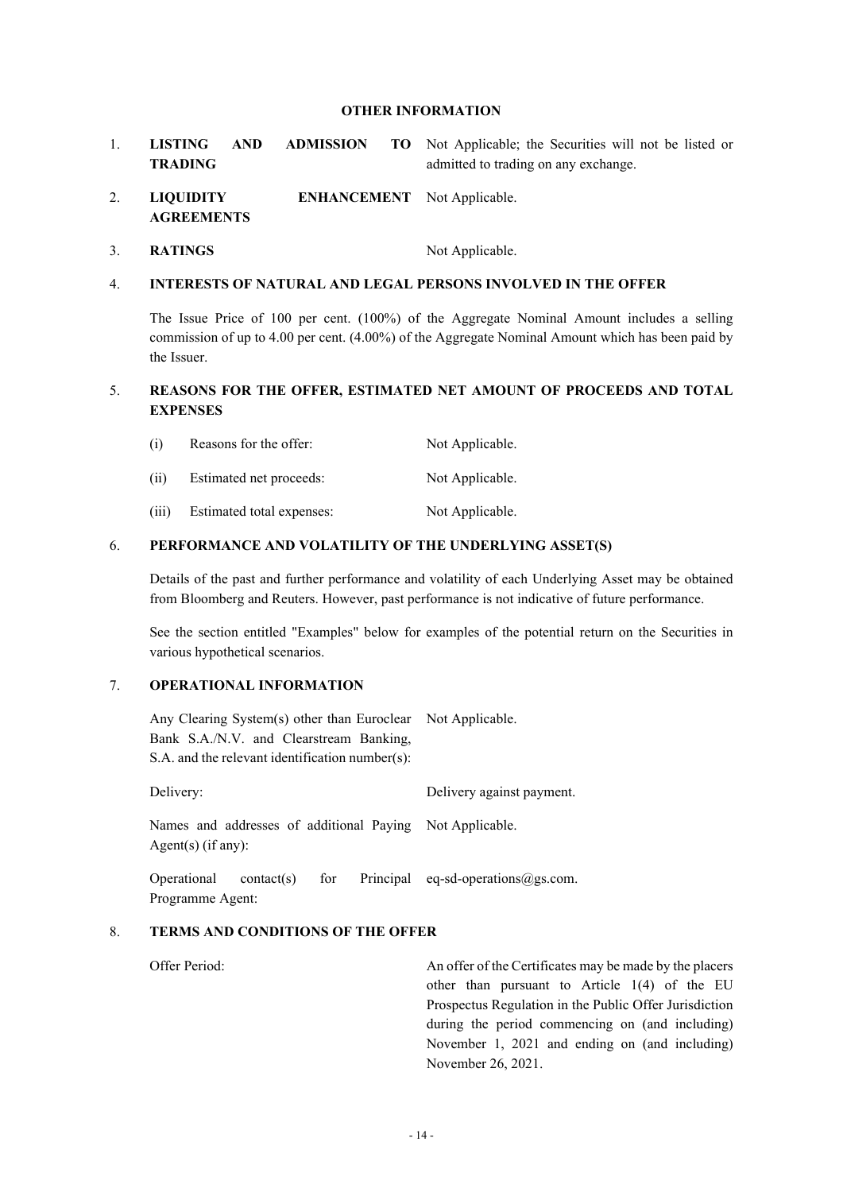## OTHER INFORMATION

1. **LISTING AND ADMISSION TO TRADING** Not Applicable; the Securities will not be listed or admitted to trading on any exchange.

2. **LIQUIDITY ENHANCEMENT AGREEMENTS** Not Applicable.

3. **RATINGS** Not Applicable.

4. **INTERESTS OF NATURAL AND LEGAL PERSONS INVOLVED IN THE OFFER**

   The Issue Price of 100 per cent. (100%) of the Aggregate Nominal Amount includes a selling commission of up to 4.00 per cent. (4.00%) of the Aggregate Nominal Amount which has been paid by the Issuer.

5. **REASONS FOR THE OFFER, ESTIMATED NET AMOUNT OF PROCEEDS AND TOTAL EXPENSES**

| | | |
|---|---|---|
| (i) | Reasons for the offer: | Not Applicable. |
| (ii) | Estimated net proceeds: | Not Applicable. |
| (iii) | Estimated total expenses: | Not Applicable. |

6. **PERFORMANCE AND VOLATILITY OF THE UNDERLYING ASSET(S)**

   Details of the past and further performance and volatility of each Underlying Asset may be obtained from Bloomberg and Reuters. However, past performance is not indicative of future performance.

   See the section entitled "Examples" below for examples of the potential return on the Securities in various hypothetical scenarios.

7. **OPERATIONAL INFORMATION**

| | |
|---|---|
| Any Clearing System(s) other than Euroclear Bank S.A./N.V. and Clearstream Banking, S.A. and the relevant identification number(s): | Not Applicable. |
| Delivery: | Delivery against payment. |
| Names and addresses of additional Paying Agent(s) (if any): | Not Applicable. |
| Operational contact(s) for Principal Programme Agent: | eq-sd-operations@gs.com. |

8. **TERMS AND CONDITIONS OF THE OFFER**

| | |
|---|---|
| Offer Period: | An offer of the Certificates may be made by the placers other than pursuant to Article 1(4) of the EU Prospectus Regulation in the Public Offer Jurisdiction during the period commencing on (and including) November 1, 2021 and ending on (and including) November 26, 2021. |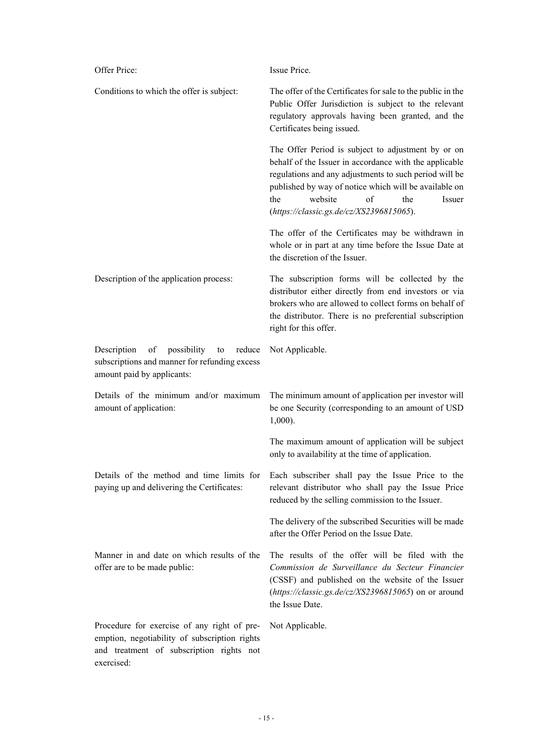| | |
|---|---|
| Offer Price: | Issue Price. |
| Conditions to which the offer is subject: | The offer of the Certificates for sale to the public in the Public Offer Jurisdiction is subject to the relevant regulatory approvals having been granted, and the Certificates being issued.<br><br>The Offer Period is subject to adjustment by or on behalf of the Issuer in accordance with the applicable regulations and any adjustments to such period will be published by way of notice which will be available on the website of the Issuer (*https://classic.gs.de/cz/XS2396815065*).<br><br>The offer of the Certificates may be withdrawn in whole or in part at any time before the Issue Date at the discretion of the Issuer. |
| Description of the application process: | The subscription forms will be collected by the distributor either directly from end investors or via brokers who are allowed to collect forms on behalf of the distributor. There is no preferential subscription right for this offer. |
| Description of possibility to reduce subscriptions and manner for refunding excess amount paid by applicants: | Not Applicable. |
| Details of the minimum and/or maximum amount of application: | The minimum amount of application per investor will be one Security (corresponding to an amount of USD 1,000).<br><br>The maximum amount of application will be subject only to availability at the time of application. |
| Details of the method and time limits for paying up and delivering the Certificates: | Each subscriber shall pay the Issue Price to the relevant distributor who shall pay the Issue Price reduced by the selling commission to the Issuer.<br><br>The delivery of the subscribed Securities will be made after the Offer Period on the Issue Date. |
| Manner in and date on which results of the offer are to be made public: | The results of the offer will be filed with the *Commission de Surveillance du Secteur Financier* (CSSF) and published on the website of the Issuer (*https://classic.gs.de/cz/XS2396815065*) on or around the Issue Date. |
| Procedure for exercise of any right of pre-emption, negotiability of subscription rights and treatment of subscription rights not exercised: | Not Applicable. |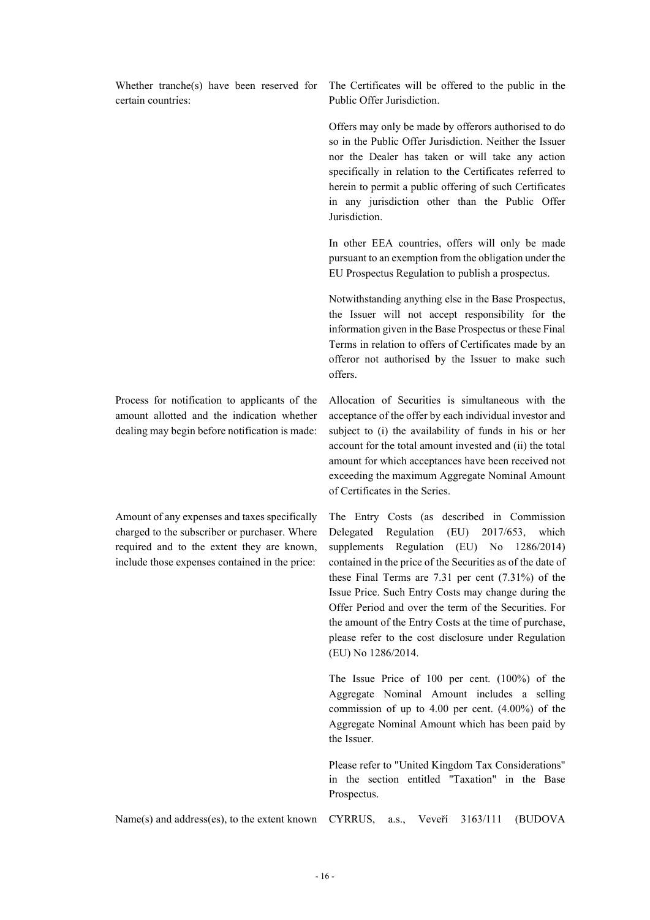| | |
|---|---|
| Whether tranche(s) have been reserved for certain countries: | The Certificates will be offered to the public in the Public Offer Jurisdiction.<br><br>Offers may only be made by offerors authorised to do so in the Public Offer Jurisdiction. Neither the Issuer nor the Dealer has taken or will take any action specifically in relation to the Certificates referred to herein to permit a public offering of such Certificates in any jurisdiction other than the Public Offer Jurisdiction.<br><br>In other EEA countries, offers will only be made pursuant to an exemption from the obligation under the EU Prospectus Regulation to publish a prospectus.<br><br>Notwithstanding anything else in the Base Prospectus, the Issuer will not accept responsibility for the information given in the Base Prospectus or these Final Terms in relation to offers of Certificates made by an offeror not authorised by the Issuer to make such offers. |
| Process for notification to applicants of the amount allotted and the indication whether dealing may begin before notification is made: | Allocation of Securities is simultaneous with the acceptance of the offer by each individual investor and subject to (i) the availability of funds in his or her account for the total amount invested and (ii) the total amount for which acceptances have been received not exceeding the maximum Aggregate Nominal Amount of Certificates in the Series. |
| Amount of any expenses and taxes specifically charged to the subscriber or purchaser. Where required and to the extent they are known, include those expenses contained in the price: | The Entry Costs (as described in Commission Delegated Regulation (EU) 2017/653, which supplements Regulation (EU) No 1286/2014) contained in the price of the Securities as of the date of these Final Terms are 7.31 per cent (7.31%) of the Issue Price. Such Entry Costs may change during the Offer Period and over the term of the Securities. For the amount of the Entry Costs at the time of purchase, please refer to the cost disclosure under Regulation (EU) No 1286/2014.<br><br>The Issue Price of 100 per cent. (100%) of the Aggregate Nominal Amount includes a selling commission of up to 4.00 per cent. (4.00%) of the Aggregate Nominal Amount which has been paid by the Issuer.<br><br>Please refer to "United Kingdom Tax Considerations" in the section entitled "Taxation" in the Base Prospectus. |
| Name(s) and address(es), to the extent known | CYRRUS, a.s., Veveří 3163/111 (BUDOVA |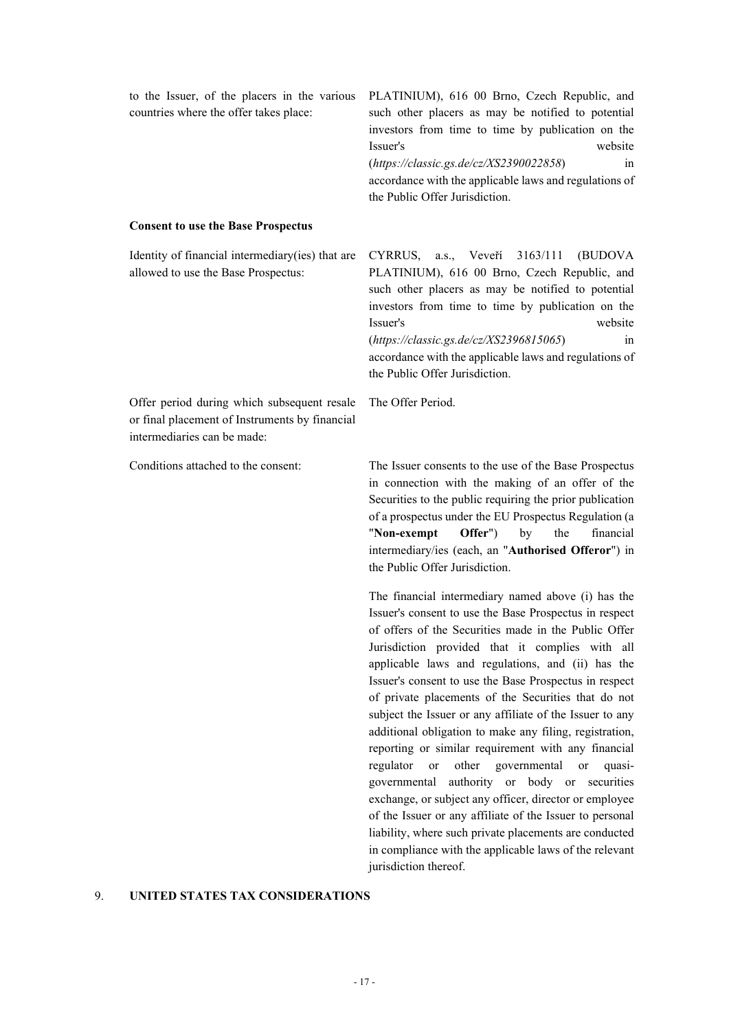| | |
|---|---|
| to the Issuer, of the placers in the various countries where the offer takes place: | PLATINIUM), 616 00 Brno, Czech Republic, and such other placers as may be notified to potential investors from time to time by publication on the Issuer's website (*https://classic.gs.de/cz/XS2390022858*) in accordance with the applicable laws and regulations of the Public Offer Jurisdiction. |

**Consent to use the Base Prospectus**

| | |
|---|---|
| Identity of financial intermediary(ies) that are allowed to use the Base Prospectus: | CYRRUS, a.s., Veveří 3163/111 (BUDOVA PLATINIUM), 616 00 Brno, Czech Republic, and such other placers as may be notified to potential investors from time to time by publication on the Issuer's website (*https://classic.gs.de/cz/XS2396815065*) in accordance with the applicable laws and regulations of the Public Offer Jurisdiction. |
| Offer period during which subsequent resale or final placement of Instruments by financial intermediaries can be made: | The Offer Period. |
| Conditions attached to the consent: | The Issuer consents to the use of the Base Prospectus in connection with the making of an offer of the Securities to the public requiring the prior publication of a prospectus under the EU Prospectus Regulation (a "**Non-exempt Offer**") by the financial intermediary/ies (each, an "**Authorised Offeror**") in the Public Offer Jurisdiction.<br><br>The financial intermediary named above (i) has the Issuer's consent to use the Base Prospectus in respect of offers of the Securities made in the Public Offer Jurisdiction provided that it complies with all applicable laws and regulations, and (ii) has the Issuer's consent to use the Base Prospectus in respect of private placements of the Securities that do not subject the Issuer or any affiliate of the Issuer to any additional obligation to make any filing, registration, reporting or similar requirement with any financial regulator or other governmental or quasi-governmental authority or body or securities exchange, or subject any officer, director or employee of the Issuer or any affiliate of the Issuer to personal liability, where such private placements are conducted in compliance with the applicable laws of the relevant jurisdiction thereof. |

## 9. UNITED STATES TAX CONSIDERATIONS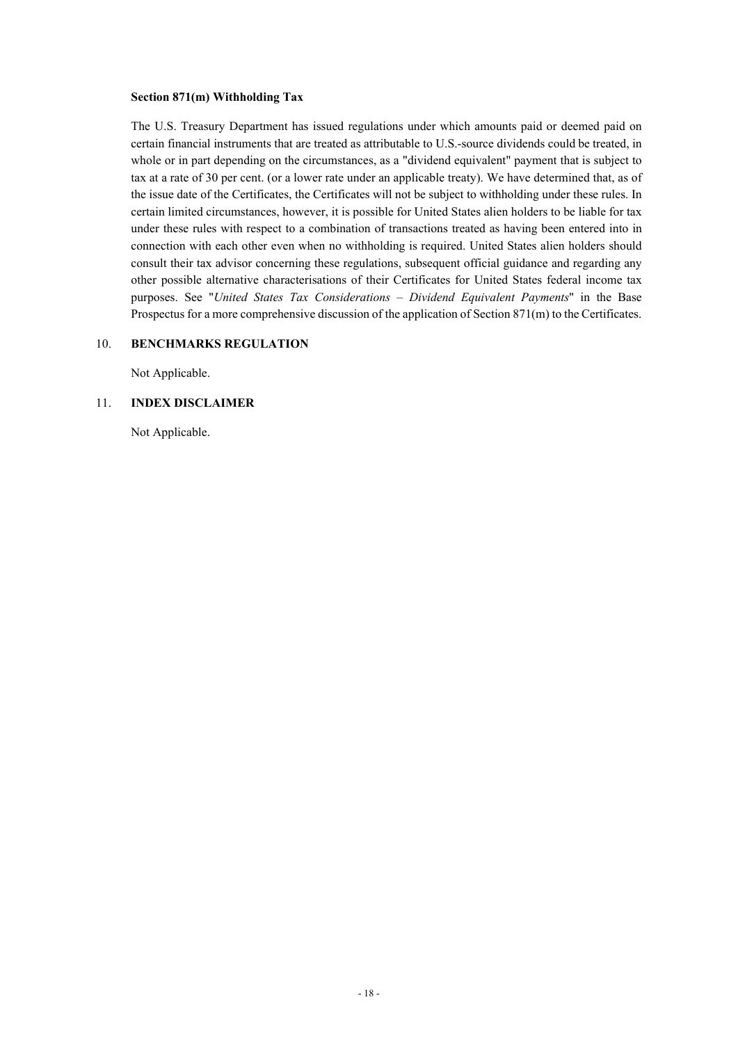**Section 871(m) Withholding Tax**

The U.S. Treasury Department has issued regulations under which amounts paid or deemed paid on certain financial instruments that are treated as attributable to U.S.-source dividends could be treated, in whole or in part depending on the circumstances, as a "dividend equivalent" payment that is subject to tax at a rate of 30 per cent. (or a lower rate under an applicable treaty). We have determined that, as of the issue date of the Certificates, the Certificates will not be subject to withholding under these rules. In certain limited circumstances, however, it is possible for United States alien holders to be liable for tax under these rules with respect to a combination of transactions treated as having been entered into in connection with each other even when no withholding is required. United States alien holders should consult their tax advisor concerning these regulations, subsequent official guidance and regarding any other possible alternative characterisations of their Certificates for United States federal income tax purposes. See "*United States Tax Considerations – Dividend Equivalent Payments*" in the Base Prospectus for a more comprehensive discussion of the application of Section 871(m) to the Certificates.

10. **BENCHMARKS REGULATION**

    Not Applicable.

11. **INDEX DISCLAIMER**

    Not Applicable.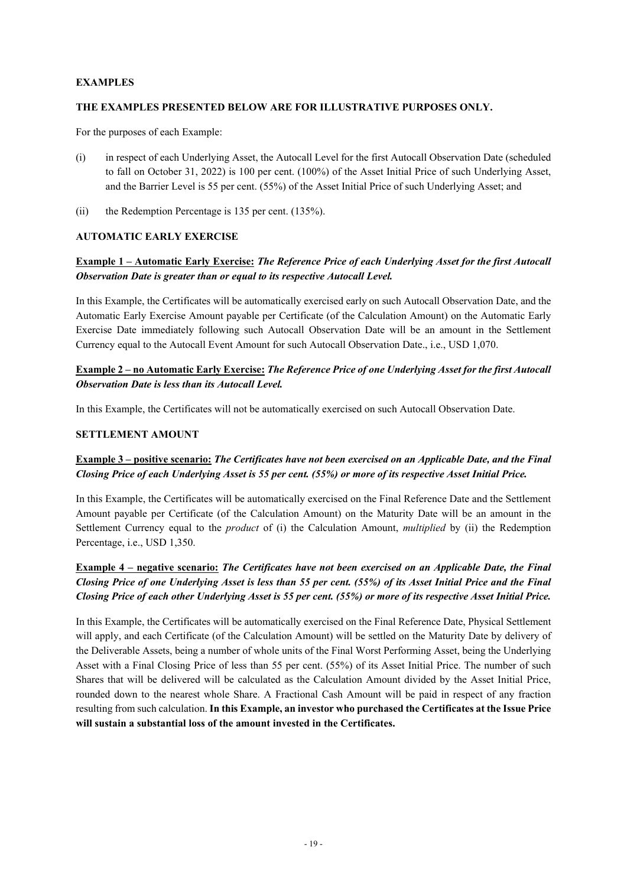**EXAMPLES**

**THE EXAMPLES PRESENTED BELOW ARE FOR ILLUSTRATIVE PURPOSES ONLY.**

For the purposes of each Example:

(i) in respect of each Underlying Asset, the Autocall Level for the first Autocall Observation Date (scheduled to fall on October 31, 2022) is 100 per cent. (100%) of the Asset Initial Price of such Underlying Asset, and the Barrier Level is 55 per cent. (55%) of the Asset Initial Price of such Underlying Asset; and

(ii) the Redemption Percentage is 135 per cent. (135%).

**AUTOMATIC EARLY EXERCISE**

**Example 1 – Automatic Early Exercise:** ***The Reference Price of each Underlying Asset for the first Autocall Observation Date is greater than or equal to its respective Autocall Level.***

In this Example, the Certificates will be automatically exercised early on such Autocall Observation Date, and the Automatic Early Exercise Amount payable per Certificate (of the Calculation Amount) on the Automatic Early Exercise Date immediately following such Autocall Observation Date will be an amount in the Settlement Currency equal to the Autocall Event Amount for such Autocall Observation Date., i.e., USD 1,070.

**Example 2 – no Automatic Early Exercise:** ***The Reference Price of one Underlying Asset for the first Autocall Observation Date is less than its Autocall Level.***

In this Example, the Certificates will not be automatically exercised on such Autocall Observation Date.

**SETTLEMENT AMOUNT**

**Example 3 – positive scenario:** ***The Certificates have not been exercised on an Applicable Date, and the Final Closing Price of each Underlying Asset is 55 per cent. (55%) or more of its respective Asset Initial Price.***

In this Example, the Certificates will be automatically exercised on the Final Reference Date and the Settlement Amount payable per Certificate (of the Calculation Amount) on the Maturity Date will be an amount in the Settlement Currency equal to the *product* of (i) the Calculation Amount, *multiplied* by (ii) the Redemption Percentage, i.e., USD 1,350.

**Example 4 – negative scenario:** ***The Certificates have not been exercised on an Applicable Date, the Final Closing Price of one Underlying Asset is less than 55 per cent. (55%) of its Asset Initial Price and the Final Closing Price of each other Underlying Asset is 55 per cent. (55%) or more of its respective Asset Initial Price.***

In this Example, the Certificates will be automatically exercised on the Final Reference Date, Physical Settlement will apply, and each Certificate (of the Calculation Amount) will be settled on the Maturity Date by delivery of the Deliverable Assets, being a number of whole units of the Final Worst Performing Asset, being the Underlying Asset with a Final Closing Price of less than 55 per cent. (55%) of its Asset Initial Price. The number of such Shares that will be delivered will be calculated as the Calculation Amount divided by the Asset Initial Price, rounded down to the nearest whole Share. A Fractional Cash Amount will be paid in respect of any fraction resulting from such calculation. **In this Example, an investor who purchased the Certificates at the Issue Price will sustain a substantial loss of the amount invested in the Certificates.**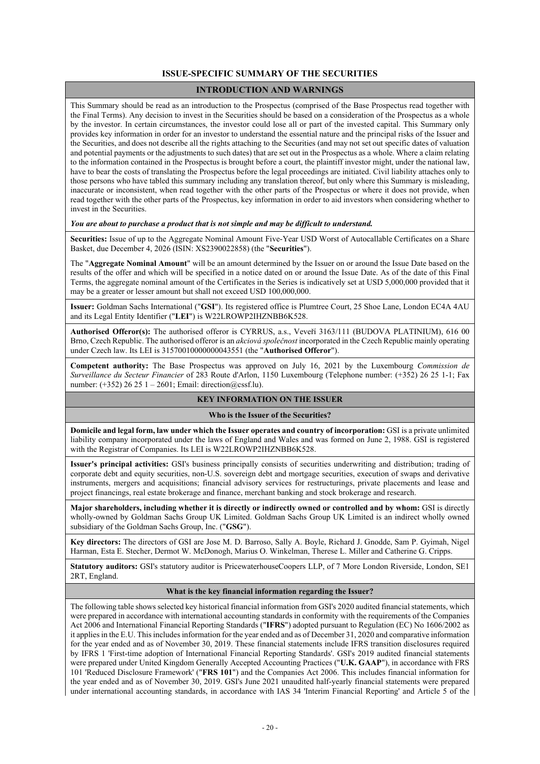# ISSUE-SPECIFIC SUMMARY OF THE SECURITIES

## INTRODUCTION AND WARNINGS

This Summary should be read as an introduction to the Prospectus (comprised of the Base Prospectus read together with the Final Terms). Any decision to invest in the Securities should be based on a consideration of the Prospectus as a whole by the investor. In certain circumstances, the investor could lose all or part of the invested capital. This Summary only provides key information in order for an investor to understand the essential nature and the principal risks of the Issuer and the Securities, and does not describe all the rights attaching to the Securities (and may not set out specific dates of valuation and potential payments or the adjustments to such dates) that are set out in the Prospectus as a whole. Where a claim relating to the information contained in the Prospectus is brought before a court, the plaintiff investor might, under the national law, have to bear the costs of translating the Prospectus before the legal proceedings are initiated. Civil liability attaches only to those persons who have tabled this summary including any translation thereof, but only where this Summary is misleading, inaccurate or inconsistent, when read together with the other parts of the Prospectus or where it does not provide, when read together with the other parts of the Prospectus, key information in order to aid investors when considering whether to invest in the Securities.

***You are about to purchase a product that is not simple and may be difficult to understand.***

**Securities:** Issue of up to the Aggregate Nominal Amount Five-Year USD Worst of Autocallable Certificates on a Share Basket, due December 4, 2026 (ISIN: XS2390022858) (the "**Securities**").

The "**Aggregate Nominal Amount**" will be an amount determined by the Issuer on or around the Issue Date based on the results of the offer and which will be specified in a notice dated on or around the Issue Date. As of the date of this Final Terms, the aggregate nominal amount of the Certificates in the Series is indicatively set at USD 5,000,000 provided that it may be a greater or lesser amount but shall not exceed USD 100,000,000.

**Issuer:** Goldman Sachs International ("**GSI**"). Its registered office is Plumtree Court, 25 Shoe Lane, London EC4A 4AU and its Legal Entity Identifier ("**LEI**") is W22LROWP2IHZNBB6K528.

**Authorised Offeror(s):** The authorised offeror is CYRRUS, a.s., Veveří 3163/111 (BUDOVA PLATINIUM), 616 00 Brno, Czech Republic. The authorised offeror is an *akciová společnost* incorporated in the Czech Republic mainly operating under Czech law. Its LEI is 31570010000000043551 (the "**Authorised Offeror**").

**Competent authority:** The Base Prospectus was approved on July 16, 2021 by the Luxembourg *Commission de Surveillance du Secteur Financier* of 283 Route d'Arlon, 1150 Luxembourg (Telephone number: (+352) 26 25 1-1; Fax number: (+352) 26 25 1 – 2601; Email: direction@cssf.lu).

## KEY INFORMATION ON THE ISSUER

### Who is the Issuer of the Securities?

**Domicile and legal form, law under which the Issuer operates and country of incorporation:** GSI is a private unlimited liability company incorporated under the laws of England and Wales and was formed on June 2, 1988. GSI is registered with the Registrar of Companies. Its LEI is W22LROWP2IHZNBB6K528.

**Issuer's principal activities:** GSI's business principally consists of securities underwriting and distribution; trading of corporate debt and equity securities, non-U.S. sovereign debt and mortgage securities, execution of swaps and derivative instruments, mergers and acquisitions; financial advisory services for restructurings, private placements and lease and project financings, real estate brokerage and finance, merchant banking and stock brokerage and research.

**Major shareholders, including whether it is directly or indirectly owned or controlled and by whom:** GSI is directly wholly-owned by Goldman Sachs Group UK Limited. Goldman Sachs Group UK Limited is an indirect wholly owned subsidiary of the Goldman Sachs Group, Inc. ("**GSG**").

**Key directors:** The directors of GSI are Jose M. D. Barroso, Sally A. Boyle, Richard J. Gnodde, Sam P. Gyimah, Nigel Harman, Esta E. Stecher, Dermot W. McDonogh, Marius O. Winkelman, Therese L. Miller and Catherine G. Cripps.

**Statutory auditors:** GSI's statutory auditor is PricewaterhouseCoopers LLP, of 7 More London Riverside, London, SE1 2RT, England.

### What is the key financial information regarding the Issuer?

The following table shows selected key historical financial information from GSI's 2020 audited financial statements, which were prepared in accordance with international accounting standards in conformity with the requirements of the Companies Act 2006 and International Financial Reporting Standards ("**IFRS**") adopted pursuant to Regulation (EC) No 1606/2002 as it applies in the E.U. This includes information for the year ended and as of December 31, 2020 and comparative information for the year ended and as of November 30, 2019. These financial statements include IFRS transition disclosures required by IFRS 1 'First-time adoption of International Financial Reporting Standards'. GSI's 2019 audited financial statements were prepared under United Kingdom Generally Accepted Accounting Practices ("**U.K. GAAP**"), in accordance with FRS 101 'Reduced Disclosure Framework' ("**FRS 101**") and the Companies Act 2006. This includes financial information for the year ended and as of November 30, 2019. GSI's June 2021 unaudited half-yearly financial statements were prepared under international accounting standards, in accordance with IAS 34 'Interim Financial Reporting' and Article 5 of the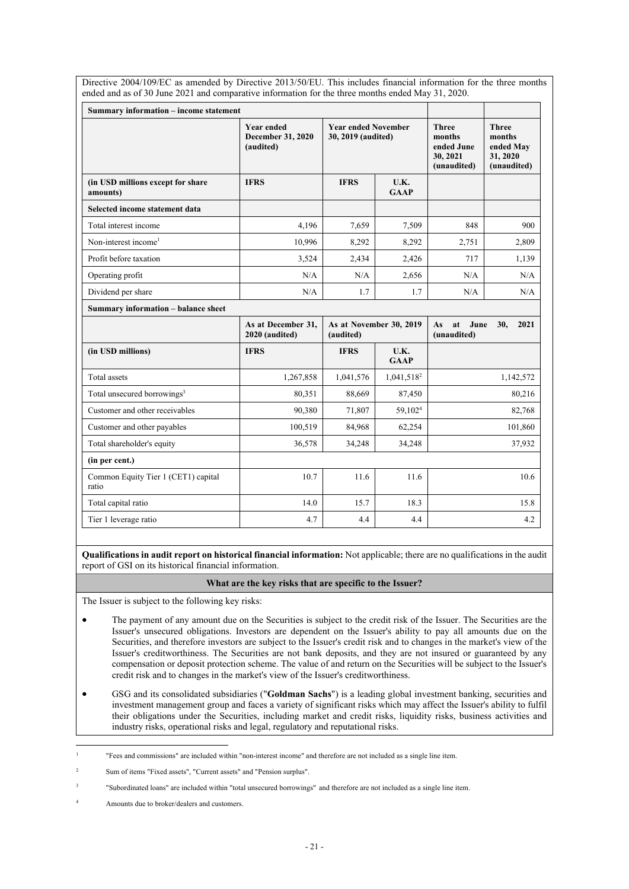Directive 2004/109/EC as amended by Directive 2013/50/EU. This includes financial information for the three months ended and as of 30 June 2021 and comparative information for the three months ended May 31, 2020.

| Summary information – income statement | | | | | |
|---|---|---|---|---|---|
| | Year ended December 31, 2020 (audited) | Year ended November 30, 2019 (audited) | | Three months ended June 30, 2021 (unaudited) | Three months ended May 31, 2020 (unaudited) |
| (in USD millions except for share amounts) | IFRS | IFRS | U.K. GAAP | | |
| **Selected income statement data** | | | | | |
| Total interest income | 4,196 | 7,659 | 7,509 | 848 | 900 |
| Non-interest income[1] | 10,996 | 8,292 | 8,292 | 2,751 | 2,809 |
| Profit before taxation | 3,524 | 2,434 | 2,426 | 717 | 1,139 |
| Operating profit | N/A | N/A | 2,656 | N/A | N/A |
| Dividend per share | N/A | 1.7 | 1.7 | N/A | N/A |

| Summary information – balance sheet | | | | |
|---|---|---|---|---|
| | As at December 31, 2020 (audited) | As at November 30, 2019 (audited) | | As at June 30, 2021 (unaudited) |
| (in USD millions) | IFRS | IFRS | U.K. GAAP | |
| Total assets | 1,267,858 | 1,041,576 | 1,041,518[2] | 1,142,572 |
| Total unsecured borrowings[3] | 80,351 | 88,669 | 87,450 | 80,216 |
| Customer and other receivables | 90,380 | 71,807 | 59,102[4] | 82,768 |
| Customer and other payables | 100,519 | 84,968 | 62,254 | 101,860 |
| Total shareholder's equity | 36,578 | 34,248 | 34,248 | 37,932 |
| **(in per cent.)** | | | | |
| Common Equity Tier 1 (CET1) capital ratio | 10.7 | 11.6 | 11.6 | 10.6 |
| Total capital ratio | 14.0 | 15.7 | 18.3 | 15.8 |
| Tier 1 leverage ratio | 4.7 | 4.4 | 4.4 | 4.2 |

**Qualifications in audit report on historical financial information:** Not applicable; there are no qualifications in the audit report of GSI on its historical financial information.

**What are the key risks that are specific to the Issuer?**

The Issuer is subject to the following key risks:

- The payment of any amount due on the Securities is subject to the credit risk of the Issuer. The Securities are the Issuer's unsecured obligations. Investors are dependent on the Issuer's ability to pay all amounts due on the Securities, and therefore investors are subject to the Issuer's credit risk and to changes in the market's view of the Issuer's creditworthiness. The Securities are not bank deposits, and they are not insured or guaranteed by any compensation or deposit protection scheme. The value of and return on the Securities will be subject to the Issuer's credit risk and to changes in the market's view of the Issuer's creditworthiness.
- GSG and its consolidated subsidiaries ("**Goldman Sachs**") is a leading global investment banking, securities and investment management group and faces a variety of significant risks which may affect the Issuer's ability to fulfil their obligations under the Securities, including market and credit risks, liquidity risks, business activities and industry risks, operational risks and legal, regulatory and reputational risks.

[1] "Fees and commissions" are included within "non-interest income" and therefore are not included as a single line item.

[2] Sum of items "Fixed assets", "Current assets" and "Pension surplus".

[3] "Subordinated loans" are included within "total unsecured borrowings" and therefore are not included as a single line item.

[4] Amounts due to broker/dealers and customers.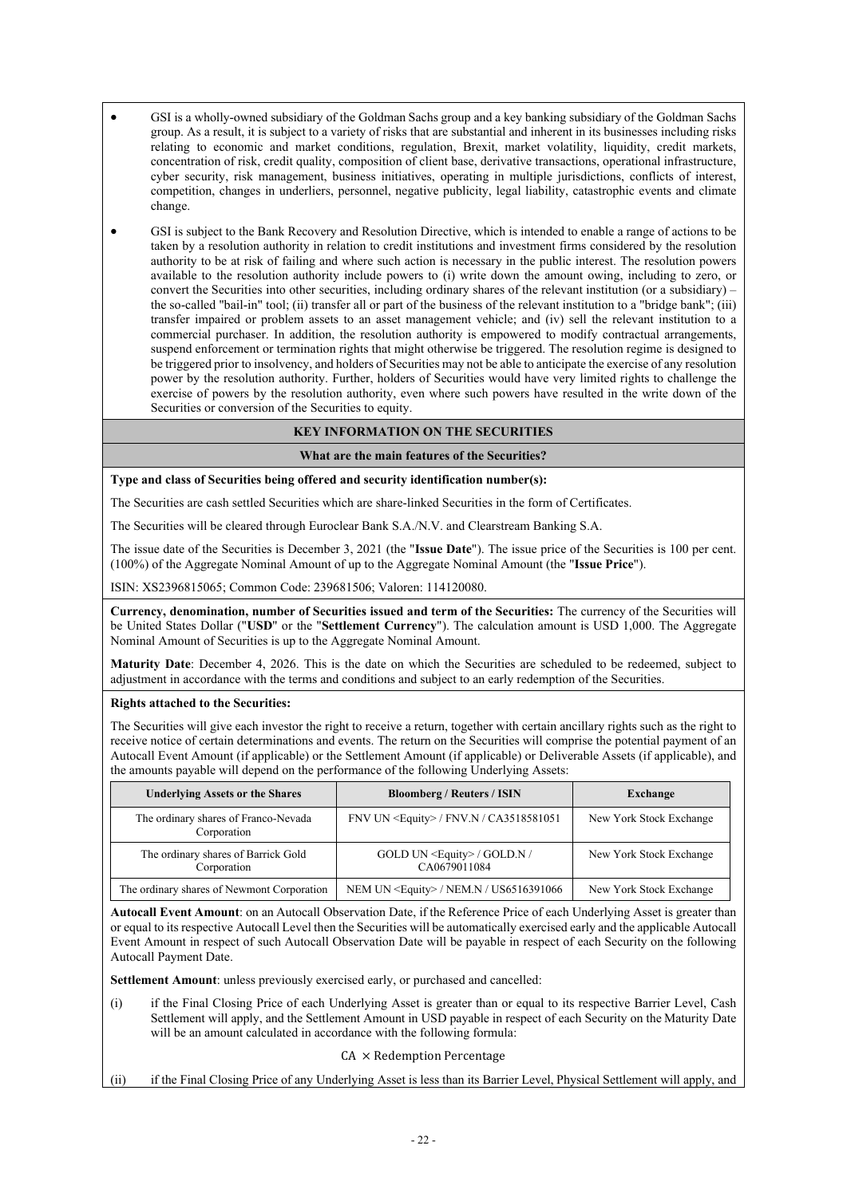- GSI is a wholly-owned subsidiary of the Goldman Sachs group and a key banking subsidiary of the Goldman Sachs group. As a result, it is subject to a variety of risks that are substantial and inherent in its businesses including risks relating to economic and market conditions, regulation, Brexit, market volatility, liquidity, credit markets, concentration of risk, credit quality, composition of client base, derivative transactions, operational infrastructure, cyber security, risk management, business initiatives, operating in multiple jurisdictions, conflicts of interest, competition, changes in underliers, personnel, negative publicity, legal liability, catastrophic events and climate change.
- GSI is subject to the Bank Recovery and Resolution Directive, which is intended to enable a range of actions to be taken by a resolution authority in relation to credit institutions and investment firms considered by the resolution authority to be at risk of failing and where such action is necessary in the public interest. The resolution powers available to the resolution authority include powers to (i) write down the amount owing, including to zero, or convert the Securities into other securities, including ordinary shares of the relevant institution (or a subsidiary) – the so-called "bail-in" tool; (ii) transfer all or part of the business of the relevant institution to a "bridge bank"; (iii) transfer impaired or problem assets to an asset management vehicle; and (iv) sell the relevant institution to a commercial purchaser. In addition, the resolution authority is empowered to modify contractual arrangements, suspend enforcement or termination rights that might otherwise be triggered. The resolution regime is designed to be triggered prior to insolvency, and holders of Securities may not be able to anticipate the exercise of any resolution power by the resolution authority. Further, holders of Securities would have very limited rights to challenge the exercise of powers by the resolution authority, even where such powers have resulted in the write down of the Securities or conversion of the Securities to equity.

## KEY INFORMATION ON THE SECURITIES

### What are the main features of the Securities?

**Type and class of Securities being offered and security identification number(s):**

The Securities are cash settled Securities which are share-linked Securities in the form of Certificates.

The Securities will be cleared through Euroclear Bank S.A./N.V. and Clearstream Banking S.A.

The issue date of the Securities is December 3, 2021 (the "**Issue Date**"). The issue price of the Securities is 100 per cent. (100%) of the Aggregate Nominal Amount of up to the Aggregate Nominal Amount (the "**Issue Price**").

ISIN: XS2396815065; Common Code: 239681506; Valoren: 114120080.

**Currency, denomination, number of Securities issued and term of the Securities:** The currency of the Securities will be United States Dollar ("**USD**" or the "**Settlement Currency**"). The calculation amount is USD 1,000. The Aggregate Nominal Amount of Securities is up to the Aggregate Nominal Amount.

**Maturity Date**: December 4, 2026. This is the date on which the Securities are scheduled to be redeemed, subject to adjustment in accordance with the terms and conditions and subject to an early redemption of the Securities.

**Rights attached to the Securities:**

The Securities will give each investor the right to receive a return, together with certain ancillary rights such as the right to receive notice of certain determinations and events. The return on the Securities will comprise the potential payment of an Autocall Event Amount (if applicable) or the Settlement Amount (if applicable) or Deliverable Assets (if applicable), and the amounts payable will depend on the performance of the following Underlying Assets:

| Underlying Assets or the Shares | Bloomberg / Reuters / ISIN | Exchange |
|---|---|---|
| The ordinary shares of Franco-Nevada Corporation | FNV UN <Equity> / FNV.N / CA3518581051 | New York Stock Exchange |
| The ordinary shares of Barrick Gold Corporation | GOLD UN <Equity> / GOLD.N / CA0679011084 | New York Stock Exchange |
| The ordinary shares of Newmont Corporation | NEM UN <Equity> / NEM.N / US6516391066 | New York Stock Exchange |

**Autocall Event Amount**: on an Autocall Observation Date, if the Reference Price of each Underlying Asset is greater than or equal to its respective Autocall Level then the Securities will be automatically exercised early and the applicable Autocall Event Amount in respect of such Autocall Observation Date will be payable in respect of each Security on the following Autocall Payment Date.

**Settlement Amount**: unless previously exercised early, or purchased and cancelled:

(i) if the Final Closing Price of each Underlying Asset is greater than or equal to its respective Barrier Level, Cash Settlement will apply, and the Settlement Amount in USD payable in respect of each Security on the Maturity Date will be an amount calculated in accordance with the following formula:

$$\text{CA} \times \text{Redemption Percentage}$$

(ii) if the Final Closing Price of any Underlying Asset is less than its Barrier Level, Physical Settlement will apply, and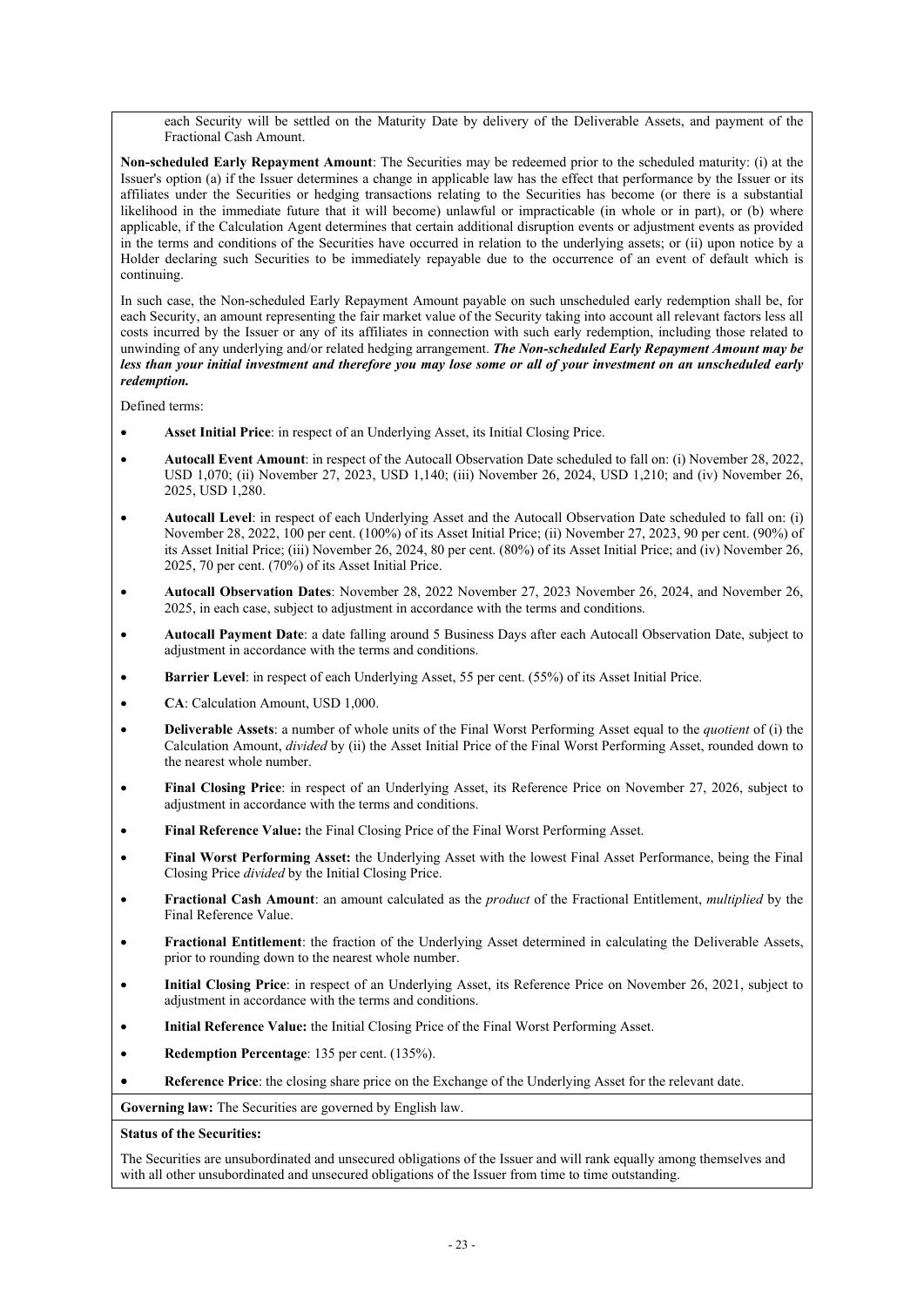each Security will be settled on the Maturity Date by delivery of the Deliverable Assets, and payment of the Fractional Cash Amount.

**Non-scheduled Early Repayment Amount**: The Securities may be redeemed prior to the scheduled maturity: (i) at the Issuer's option (a) if the Issuer determines a change in applicable law has the effect that performance by the Issuer or its affiliates under the Securities or hedging transactions relating to the Securities has become (or there is a substantial likelihood in the immediate future that it will become) unlawful or impracticable (in whole or in part), or (b) where applicable, if the Calculation Agent determines that certain additional disruption events or adjustment events as provided in the terms and conditions of the Securities have occurred in relation to the underlying assets; or (ii) upon notice by a Holder declaring such Securities to be immediately repayable due to the occurrence of an event of default which is continuing.

In such case, the Non-scheduled Early Repayment Amount payable on such unscheduled early redemption shall be, for each Security, an amount representing the fair market value of the Security taking into account all relevant factors less all costs incurred by the Issuer or any of its affiliates in connection with such early redemption, including those related to unwinding of any underlying and/or related hedging arrangement. ***The Non-scheduled Early Repayment Amount may be less than your initial investment and therefore you may lose some or all of your investment on an unscheduled early redemption.***

Defined terms:

- **Asset Initial Price**: in respect of an Underlying Asset, its Initial Closing Price.
- **Autocall Event Amount**: in respect of the Autocall Observation Date scheduled to fall on: (i) November 28, 2022, USD 1,070; (ii) November 27, 2023, USD 1,140; (iii) November 26, 2024, USD 1,210; and (iv) November 26, 2025, USD 1,280.
- **Autocall Level**: in respect of each Underlying Asset and the Autocall Observation Date scheduled to fall on: (i) November 28, 2022, 100 per cent. (100%) of its Asset Initial Price; (ii) November 27, 2023, 90 per cent. (90%) of its Asset Initial Price; (iii) November 26, 2024, 80 per cent. (80%) of its Asset Initial Price; and (iv) November 26, 2025, 70 per cent. (70%) of its Asset Initial Price.
- **Autocall Observation Dates**: November 28, 2022 November 27, 2023 November 26, 2024, and November 26, 2025, in each case, subject to adjustment in accordance with the terms and conditions.
- **Autocall Payment Date**: a date falling around 5 Business Days after each Autocall Observation Date, subject to adjustment in accordance with the terms and conditions.
- **Barrier Level**: in respect of each Underlying Asset, 55 per cent. (55%) of its Asset Initial Price.
- **CA**: Calculation Amount, USD 1,000.
- **Deliverable Assets**: a number of whole units of the Final Worst Performing Asset equal to the *quotient* of (i) the Calculation Amount, *divided* by (ii) the Asset Initial Price of the Final Worst Performing Asset, rounded down to the nearest whole number.
- **Final Closing Price**: in respect of an Underlying Asset, its Reference Price on November 27, 2026, subject to adjustment in accordance with the terms and conditions.
- **Final Reference Value:** the Final Closing Price of the Final Worst Performing Asset.
- **Final Worst Performing Asset:** the Underlying Asset with the lowest Final Asset Performance, being the Final Closing Price *divided* by the Initial Closing Price.
- **Fractional Cash Amount**: an amount calculated as the *product* of the Fractional Entitlement, *multiplied* by the Final Reference Value.
- **Fractional Entitlement**: the fraction of the Underlying Asset determined in calculating the Deliverable Assets, prior to rounding down to the nearest whole number.
- **Initial Closing Price**: in respect of an Underlying Asset, its Reference Price on November 26, 2021, subject to adjustment in accordance with the terms and conditions.
- **Initial Reference Value:** the Initial Closing Price of the Final Worst Performing Asset.
- **Redemption Percentage**: 135 per cent. (135%).
- **Reference Price**: the closing share price on the Exchange of the Underlying Asset for the relevant date.

**Governing law:** The Securities are governed by English law.

**Status of the Securities:**

The Securities are unsubordinated and unsecured obligations of the Issuer and will rank equally among themselves and with all other unsubordinated and unsecured obligations of the Issuer from time to time outstanding.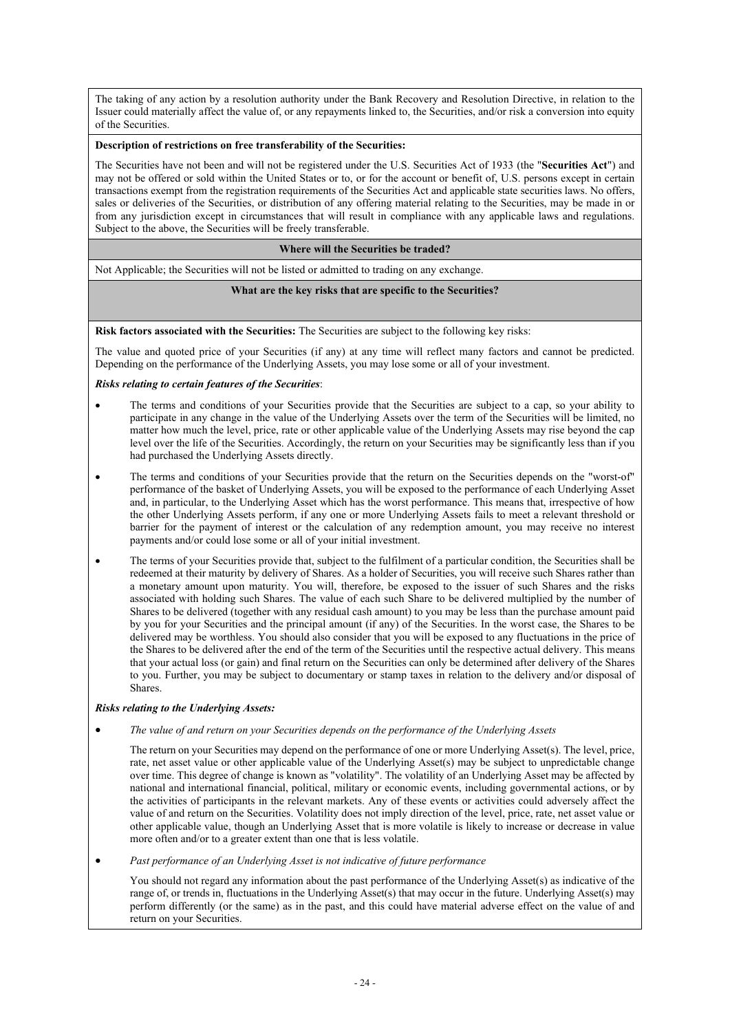The taking of any action by a resolution authority under the Bank Recovery and Resolution Directive, in relation to the Issuer could materially affect the value of, or any repayments linked to, the Securities, and/or risk a conversion into equity of the Securities.

**Description of restrictions on free transferability of the Securities:**

The Securities have not been and will not be registered under the U.S. Securities Act of 1933 (the "**Securities Act**") and may not be offered or sold within the United States or to, or for the account or benefit of, U.S. persons except in certain transactions exempt from the registration requirements of the Securities Act and applicable state securities laws. No offers, sales or deliveries of the Securities, or distribution of any offering material relating to the Securities, may be made in or from any jurisdiction except in circumstances that will result in compliance with any applicable laws and regulations. Subject to the above, the Securities will be freely transferable.

**Where will the Securities be traded?**

Not Applicable; the Securities will not be listed or admitted to trading on any exchange.

**What are the key risks that are specific to the Securities?**

**Risk factors associated with the Securities:** The Securities are subject to the following key risks:

The value and quoted price of your Securities (if any) at any time will reflect many factors and cannot be predicted. Depending on the performance of the Underlying Assets, you may lose some or all of your investment.

***Risks relating to certain features of the Securities***:

- The terms and conditions of your Securities provide that the Securities are subject to a cap, so your ability to participate in any change in the value of the Underlying Assets over the term of the Securities will be limited, no matter how much the level, price, rate or other applicable value of the Underlying Assets may rise beyond the cap level over the life of the Securities. Accordingly, the return on your Securities may be significantly less than if you had purchased the Underlying Assets directly.
- The terms and conditions of your Securities provide that the return on the Securities depends on the "worst-of" performance of the basket of Underlying Assets, you will be exposed to the performance of each Underlying Asset and, in particular, to the Underlying Asset which has the worst performance. This means that, irrespective of how the other Underlying Assets perform, if any one or more Underlying Assets fails to meet a relevant threshold or barrier for the payment of interest or the calculation of any redemption amount, you may receive no interest payments and/or could lose some or all of your initial investment.
- The terms of your Securities provide that, subject to the fulfilment of a particular condition, the Securities shall be redeemed at their maturity by delivery of Shares. As a holder of Securities, you will receive such Shares rather than a monetary amount upon maturity. You will, therefore, be exposed to the issuer of such Shares and the risks associated with holding such Shares. The value of each such Share to be delivered multiplied by the number of Shares to be delivered (together with any residual cash amount) to you may be less than the purchase amount paid by you for your Securities and the principal amount (if any) of the Securities. In the worst case, the Shares to be delivered may be worthless. You should also consider that you will be exposed to any fluctuations in the price of the Shares to be delivered after the end of the term of the Securities until the respective actual delivery. This means that your actual loss (or gain) and final return on the Securities can only be determined after delivery of the Shares to you. Further, you may be subject to documentary or stamp taxes in relation to the delivery and/or disposal of Shares.

***Risks relating to the Underlying Assets:***

- *The value of and return on your Securities depends on the performance of the Underlying Assets*

  The return on your Securities may depend on the performance of one or more Underlying Asset(s). The level, price, rate, net asset value or other applicable value of the Underlying Asset(s) may be subject to unpredictable change over time. This degree of change is known as "volatility". The volatility of an Underlying Asset may be affected by national and international financial, political, military or economic events, including governmental actions, or by the activities of participants in the relevant markets. Any of these events or activities could adversely affect the value of and return on the Securities. Volatility does not imply direction of the level, price, rate, net asset value or other applicable value, though an Underlying Asset that is more volatile is likely to increase or decrease in value more often and/or to a greater extent than one that is less volatile.

- *Past performance of an Underlying Asset is not indicative of future performance*

  You should not regard any information about the past performance of the Underlying Asset(s) as indicative of the range of, or trends in, fluctuations in the Underlying Asset(s) that may occur in the future. Underlying Asset(s) may perform differently (or the same) as in the past, and this could have material adverse effect on the value of and return on your Securities.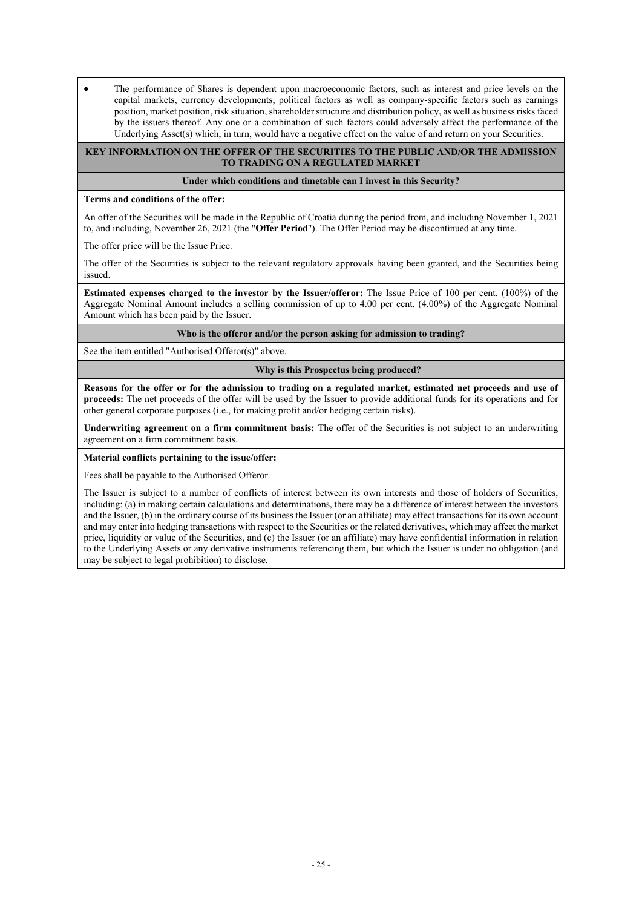- The performance of Shares is dependent upon macroeconomic factors, such as interest and price levels on the capital markets, currency developments, political factors as well as company-specific factors such as earnings position, market position, risk situation, shareholder structure and distribution policy, as well as business risks faced by the issuers thereof. Any one or a combination of such factors could adversely affect the performance of the Underlying Asset(s) which, in turn, would have a negative effect on the value of and return on your Securities.

## KEY INFORMATION ON THE OFFER OF THE SECURITIES TO THE PUBLIC AND/OR THE ADMISSION TO TRADING ON A REGULATED MARKET

### Under which conditions and timetable can I invest in this Security?

**Terms and conditions of the offer:**

An offer of the Securities will be made in the Republic of Croatia during the period from, and including November 1, 2021 to, and including, November 26, 2021 (the "**Offer Period**"). The Offer Period may be discontinued at any time.

The offer price will be the Issue Price.

The offer of the Securities is subject to the relevant regulatory approvals having been granted, and the Securities being issued.

**Estimated expenses charged to the investor by the Issuer/offeror:** The Issue Price of 100 per cent. (100%) of the Aggregate Nominal Amount includes a selling commission of up to 4.00 per cent. (4.00%) of the Aggregate Nominal Amount which has been paid by the Issuer.

### Who is the offeror and/or the person asking for admission to trading?

See the item entitled "Authorised Offeror(s)" above.

### Why is this Prospectus being produced?

**Reasons for the offer or for the admission to trading on a regulated market, estimated net proceeds and use of proceeds:** The net proceeds of the offer will be used by the Issuer to provide additional funds for its operations and for other general corporate purposes (i.e., for making profit and/or hedging certain risks).

**Underwriting agreement on a firm commitment basis:** The offer of the Securities is not subject to an underwriting agreement on a firm commitment basis.

**Material conflicts pertaining to the issue/offer:**

Fees shall be payable to the Authorised Offeror.

The Issuer is subject to a number of conflicts of interest between its own interests and those of holders of Securities, including: (a) in making certain calculations and determinations, there may be a difference of interest between the investors and the Issuer, (b) in the ordinary course of its business the Issuer (or an affiliate) may effect transactions for its own account and may enter into hedging transactions with respect to the Securities or the related derivatives, which may affect the market price, liquidity or value of the Securities, and (c) the Issuer (or an affiliate) may have confidential information in relation to the Underlying Assets or any derivative instruments referencing them, but which the Issuer is under no obligation (and may be subject to legal prohibition) to disclose.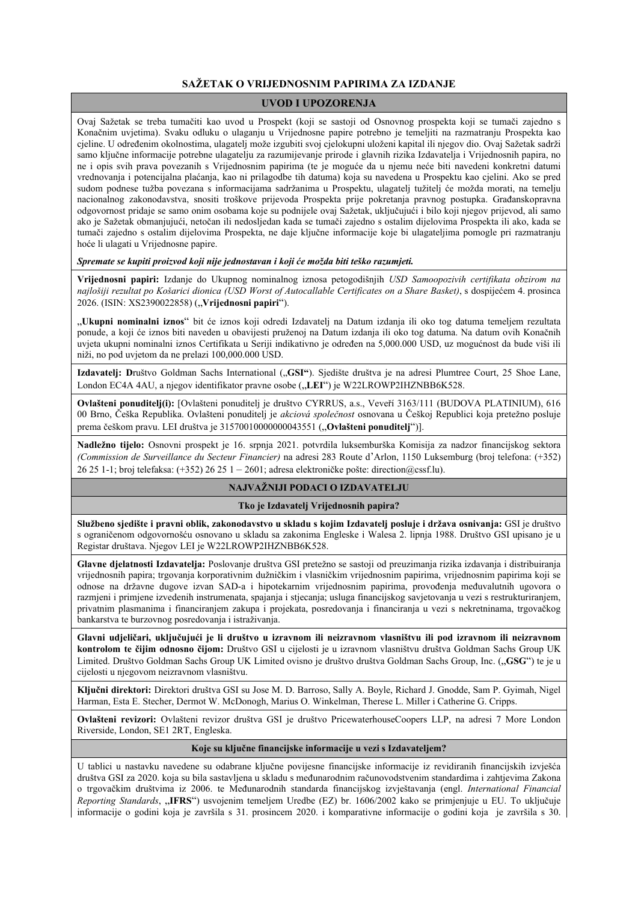# SAŽETAK O VRIJEDNOSNIM PAPIRIMA ZA IZDANJE

## UVOD I UPOZORENJA

Ovaj Sažetak se treba tumačiti kao uvod u Prospekt (koji se sastoji od Osnovnog prospekta koji se tumači zajedno s Konačnim uvjetima). Svaku odluku o ulaganju u Vrijednosne papire potrebno je temeljiti na razmatranju Prospekta kao cjeline. U određenim okolnostima, ulagatelj može izgubiti svoj cjelokupni uloženi kapital ili njegov dio. Ovaj Sažetak sadrži samo ključne informacije potrebne ulagatelju za razumijevanje prirode i glavnih rizika Izdavatelja i Vrijednosnih papira, no ne i opis svih prava povezanih s Vrijednosnim papirima (te je moguće da u njemu neće biti navedeni konkretni datumi vrednovanja i potencijalna plaćanja, kao ni prilagodbe tih datuma) koja su navedena u Prospektu kao cjelini. Ako se pred sudom podnese tužba povezana s informacijama sadržanima u Prospektu, ulagatelj tužitelj će možda morati, na temelju nacionalnog zakonodavstva, snositi troškove prijevoda Prospekta prije pokretanja pravnog postupka. Građanskopravna odgovornost pridaje se samo onim osobama koje su podnijele ovaj Sažetak, uključujući i bilo koji njegov prijevod, ali samo ako je Sažetak obmanjujući, netočan ili nedosljedan kada se tumači zajedno s ostalim dijelovima Prospekta ili ako, kada se tumači zajedno s ostalim dijelovima Prospekta, ne daje ključne informacije koje bi ulagateljima pomogle pri razmatranju hoće li ulagati u Vrijednosne papire.

***Spremate se kupiti proizvod koji nije jednostavan i koji će možda biti teško razumjeti.***

**Vrijednosni papiri:** Izdanje do Ukupnog nominalnog iznosa petogodišnjih *USD Samoopozivih certifikata obzirom na najlošiji rezultat po Košarici dionica (USD Worst of Autocallable Certificates on a Share Basket)*, s dospijećem 4. prosinca 2026. (ISIN: XS2390022858) („**Vrijednosni papiri**“).

„**Ukupni nominalni iznos**“ bit će iznos koji odredi Izdavatelj na Datum izdanja ili oko tog datuma temeljem rezultata ponude, a koji će iznos biti naveden u obavijesti pruženoj na Datum izdanja ili oko tog datuma. Na datum ovih Konačnih uvjeta ukupni nominalni iznos Certifikata u Seriji indikativno je određen na 5,000.000 USD, uz mogućnost da bude viši ili niži, no pod uvjetom da ne prelazi 100,000.000 USD.

**Izdavatelj: D**ruštvo Goldman Sachs International („**GSI“**). Sjedište društva je na adresi Plumtree Court, 25 Shoe Lane, London EC4A 4AU, a njegov identifikator pravne osobe („**LEI**“) je W22LROWP2IHZNBB6K528.

**Ovlašteni ponuditelj(i):** [Ovlašteni ponuditelj je društvo CYRRUS, a.s., Veveří 3163/111 (BUDOVA PLATINIUM), 616 00 Brno, Češka Republika. Ovlašteni ponuditelj je *akciová společnost* osnovana u Češkoj Republici koja pretežno posluje prema češkom pravu. LEI društva je 31570010000000043551 („**Ovlašteni ponuditelj**“)].

**Nadležno tijelo:** Osnovni prospekt je 16. srpnja 2021. potvrdila luksemburška Komisija za nadzor financijskog sektora *(Commission de Surveillance du Secteur Financier)* na adresi 283 Route d'Arlon, 1150 Luksemburg (broj telefona: (+352) 26 25 1-1; broj telefaksa: (+352) 26 25 1 – 2601; adresa elektroničke pošte: direction@cssf.lu).

## NAJVAŽNIJI PODACI O IZDAVATELJU

### Tko je Izdavatelj Vrijednosnih papira?

**Službeno sjedište i pravni oblik, zakonodavstvo u skladu s kojim Izdavatelj posluje i država osnivanja:** GSI je društvo s ograničenom odgovornošću osnovano u skladu sa zakonima Engleske i Walesa 2. lipnja 1988. Društvo GSI upisano je u Registar društava. Njegov LEI je W22LROWP2IHZNBB6K528.

**Glavne djelatnosti Izdavatelja:** Poslovanje društva GSI pretežno se sastoji od preuzimanja rizika izdavanja i distribuiranja vrijednosnih papira; trgovanja korporativnim dužničkim i vlasničkim vrijednosnim papirima, vrijednosnim papirima koji se odnose na državne dugove izvan SAD-a i hipotekarnim vrijednosnim papirima, provođenja međuvalutnih ugovora o razmjeni i primjene izvedenih instrumenata, spajanja i stjecanja; usluga financijskog savjetovanja u vezi s restrukturiranjem, privatnim plasmanima i financiranjem zakupa i projekata, posredovanja i financiranja u vezi s nekretninama, trgovačkog bankarstva te burzovnog posredovanja i istraživanja.

**Glavni udjeličari, uključujući je li društvo u izravnom ili neizravnom vlasništvu ili pod izravnom ili neizravnom kontrolom te čijim odnosno čijom:** Društvo GSI u cijelosti je u izravnom vlasništvu društva Goldman Sachs Group UK Limited. Društvo Goldman Sachs Group UK Limited ovisno je društvo društva Goldman Sachs Group, Inc. („**GSG**“) te je u cijelosti u njegovom neizravnom vlasništvu.

**Ključni direktori:** Direktori društva GSI su Jose M. D. Barroso, Sally A. Boyle, Richard J. Gnodde, Sam P. Gyimah, Nigel Harman, Esta E. Stecher, Dermot W. McDonogh, Marius O. Winkelman, Therese L. Miller i Catherine G. Cripps.

**Ovlašteni revizori:** Ovlašteni revizor društva GSI je društvo PricewaterhouseCoopers LLP, na adresi 7 More London Riverside, London, SE1 2RT, Engleska.

### Koje su ključne financijske informacije u vezi s Izdavateljem?

U tablici u nastavku navedene su odabrane ključne povijesne financijske informacije iz revidiranih financijskih izvješća društva GSI za 2020. koja su bila sastavljena u skladu s međunarodnim računovodstvenim standardima i zahtjevima Zakona o trgovačkim društvima iz 2006. te Međunarodnih standarda financijskog izvještavanja (engl. *International Financial Reporting Standards*, „**IFRS**“) usvojenim temeljem Uredbe (EZ) br. 1606/2002 kako se primjenjuje u EU. To uključuje informacije o godini koja je završila s 31. prosincem 2020. i komparativne informacije o godini koja je završila s 30.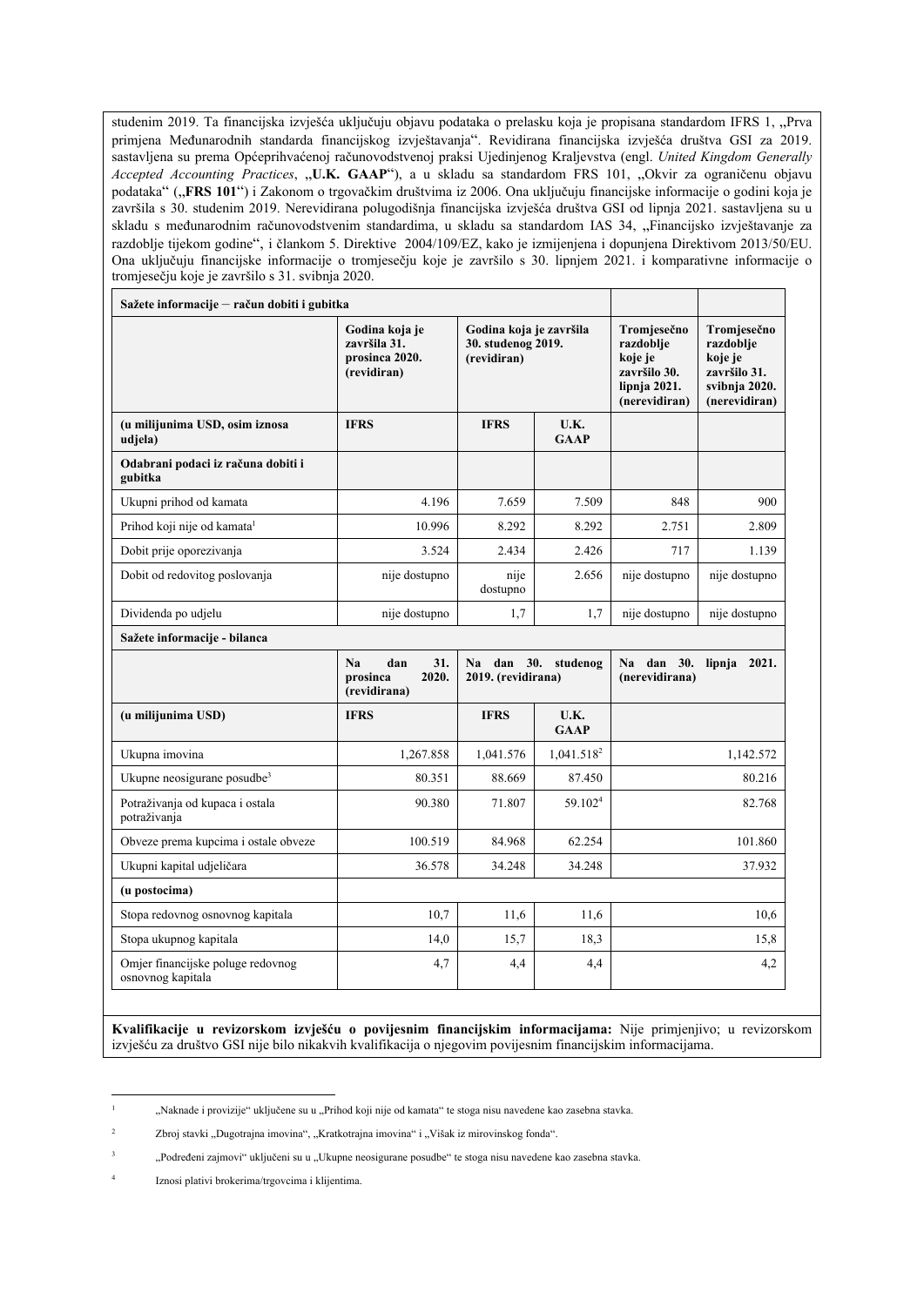studenim 2019. Ta financijska izvješća uključuju objavu podataka o prelasku koja je propisana standardom IFRS 1, „Prva primjena Međunarodnih standarda financijskog izvještavanja". Revidirana financijska izvješća društva GSI za 2019. sastavljena su prema Općeprihvaćenoj računovodstvenoj praksi Ujedinjenog Kraljevstva (engl. *United Kingdom Generally Accepted Accounting Practices*, „**U.K. GAAP**"), a u skladu sa standardom FRS 101, „Okvir za ograničenu objavu podataka" („**FRS 101**") i Zakonom o trgovačkim društvima iz 2006. Ona uključuju financijske informacije o godini koja je završila s 30. studenim 2019. Nerevidirana polugodišnja financijska izvješća društva GSI od lipnja 2021. sastavljena su u skladu s međunarodnim računovodstvenim standardima, u skladu sa standardom IAS 34, „Financijsko izvještavanje za razdoblje tijekom godine", i člankom 5. Direktive 2004/109/EZ, kako je izmijenjena i dopunjena Direktivom 2013/50/EU. Ona uključuju financijske informacije o tromjesečju koje je završilo s 30. lipnjem 2021. i komparativne informacije o tromjesečju koje je završilo s 31. svibnja 2020.

| **Sažete informacije – račun dobiti i gubitka** | | | | | |
|---|---|---|---|---|---|
| | **Godina koja je završila 31. prosinca 2020. (revidiran)** | **Godina koja je završila 30. studenog 2019. (revidiran)** | | **Tromjesečno razdoblje koje je završilo 30. lipnja 2021. (nerevidiran)** | **Tromjesečno razdoblje koje je završilo 31. svibnja 2020. (nerevidiran)** |
| **(u milijunima USD, osim iznosa udjela)** | **IFRS** | **IFRS** | **U.K. GAAP** | | |
| **Odabrani podaci iz računa dobiti i gubitka** | | | | | |
| Ukupni prihod od kamata | 4.196 | 7.659 | 7.509 | 848 | 900 |
| Prihod koji nije od kamata[1] | 10.996 | 8.292 | 8.292 | 2.751 | 2.809 |
| Dobit prije oporezivanja | 3.524 | 2.434 | 2.426 | 717 | 1.139 |
| Dobit od redovitog poslovanja | nije dostupno | nije dostupno | 2.656 | nije dostupno | nije dostupno |
| Dividenda po udjelu | nije dostupno | 1,7 | 1,7 | nije dostupno | nije dostupno |
| **Sažete informacije - bilanca** | | | | | |
| | **Na dan 31. prosinca 2020. (revidirana)** | **Na dan 30. studenog 2019. (revidirana)** | | **Na dan 30. lipnja 2021. (nerevidirana)** | |
| **(u milijunima USD)** | **IFRS** | **IFRS** | **U.K. GAAP** | | |
| Ukupna imovina | 1,267.858 | 1,041.576 | 1,041.518[2] | 1,142.572 | |
| Ukupne neosigurane posudbe[3] | 80.351 | 88.669 | 87.450 | 80.216 | |
| Potraživanja od kupaca i ostala potraživanja | 90.380 | 71.807 | 59.102[4] | 82.768 | |
| Obveze prema kupcima i ostale obveze | 100.519 | 84.968 | 62.254 | 101.860 | |
| Ukupni kapital udjeličara | 36.578 | 34.248 | 34.248 | 37.932 | |
| **(u postocima)** | | | | | |
| Stopa redovnog osnovnog kapitala | 10,7 | 11,6 | 11,6 | 10,6 | |
| Stopa ukupnog kapitala | 14,0 | 15,7 | 18,3 | 15,8 | |
| Omjer financijske poluge redovnog osnovnog kapitala | 4,7 | 4,4 | 4,4 | 4,2 | |

**Kvalifikacije u revizorskom izvješću o povijesnim financijskim informacijama:** Nije primjenjivo; u revizorskom izvješću za društvo GSI nije bilo nikakvih kvalifikacija o njegovim povijesnim financijskim informacijama.

---

[1] „Naknade i provizije" uključene su u „Prihod koji nije od kamata" te stoga nisu navedene kao zasebna stavka.

[2] Zbroj stavki „Dugotrajna imovina", „Kratkotrajna imovina" i „Višak iz mirovinskog fonda".

[3] „Podređeni zajmovi" uključeni su u „Ukupne neosigurane posudbe" te stoga nisu navedene kao zasebna stavka.

[4] Iznosi plativi brokerima/trgovcima i klijentima.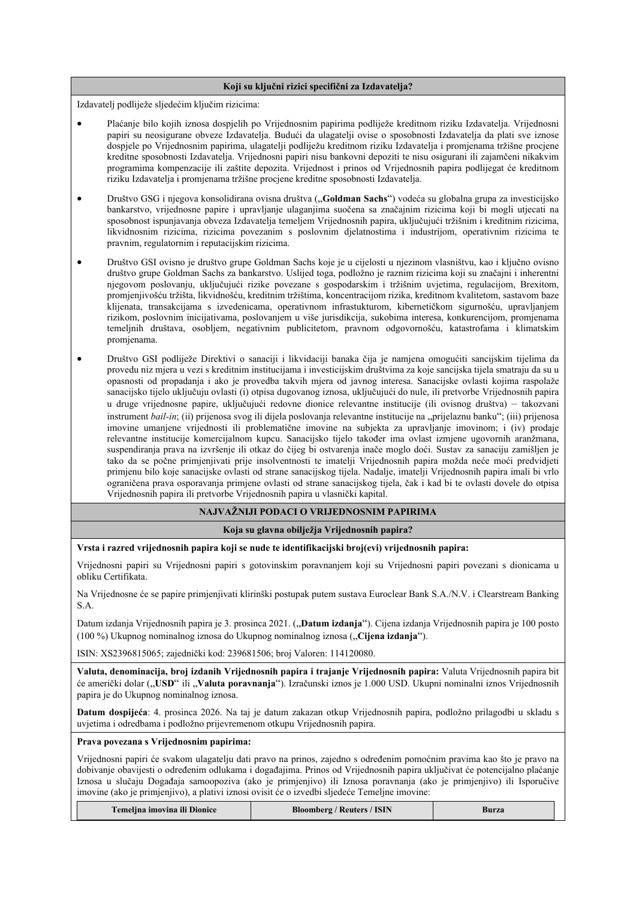### Koji su ključni rizici specifični za Izdavatelja?

Izdavatelj podliježe sljedećim ključnim rizicima:

- Plaćanje bilo kojih iznosa dospjelih po Vrijednosnim papirima podliježe kreditnom riziku Izdavatelja. Vrijednosni papiri su neosigurane obveze Izdavatelja. Budući da ulagatelji ovise o sposobnosti Izdavatelja da plati sve iznose dospjele po Vrijednosnim papirima, ulagatelji podliježu kreditnom riziku Izdavatelja i promjenama tržišne procjene kreditne sposobnosti Izdavatelja. Vrijednosni papiri nisu bankovni depoziti te nisu osigurani ili zajamčeni nikakvim programima kompenzacije ili zaštite depozita. Vrijednost i prinos od Vrijednosnih papira podlijegat će kreditnom riziku Izdavatelja i promjenama tržišne procjene kreditne sposobnosti Izdavatelja.
- Društvo GSG i njegova konsolidirana ovisna društva („**Goldman Sachs**") vodeća su globalna grupa za investicijsko bankarstvo, vrijednosne papire i upravljanje ulaganjima suočena sa značajnim rizicima koji bi mogli utjecati na sposobnost ispunjavanja obveza Izdavatelja temeljem Vrijednosnih papira, uključujući tržišnim i kreditnim rizicima, likvidnosnim rizicima, rizicima povezanim s poslovnim djelatnostima i industrijom, operativnim rizicima te pravnim, regulatornim i reputacijskim rizicima.
- Društvo GSI ovisno je društvo grupe Goldman Sachs koje je u cijelosti u njezinom vlasništvu, kao i ključno ovisno društvo grupe Goldman Sachs za bankarstvo. Uslijed toga, podložno je raznim rizicima koji su značajni i inherentni njegovom poslovanju, uključujući rizike povezane s gospodarskim i tržišnim uvjetima, regulacijom, Brexitom, promjenjivošću tržišta, likvidnošću, kreditnim tržištima, koncentracijom rizika, kreditnom kvalitetom, sastavom baze klijenata, transakcijama s izvedenicama, operativnom infrastrukturom, kibernetičkom sigurnošću, upravljanjem rizikom, poslovnim inicijativama, poslovanjem u više jurisdikcija, sukobima interesa, konkurencijom, promjenama temeljnih društava, osobljem, negativnim publicitetom, pravnom odgovornošću, katastrofama i klimatskim promjenama.
- Društvo GSI podliježe Direktivi o sanaciji i likvidaciji banaka čija je namjena omogućiti sancijskim tijelima da provedu niz mjera u vezi s kreditnim institucijama i investicijskim društvima za koje sancijska tijela smatraju da su u opasnosti od propadanja i ako je provedba takvih mjera od javnog interesa. Sanacijske ovlasti kojima raspolaže sanacijsko tijelo uključuju ovlasti (i) otpisa dugovanog iznosa, uključujući do nule, ili pretvorbe Vrijednosnih papira u druge vrijednosne papire, uključujući redovne dionice relevantne institucije (ili ovisnog društva) – takozvani instrument *bail-in*; (ii) prijenosa svog ili dijela poslovanja relevantne institucije na „prijelaznu banku"; (iii) prijenosa imovine umanjene vrijednosti ili problematične imovine na subjekta za upravljanje imovinom; i (iv) prodaje relevantne institucije komercijalnom kupcu. Sanacijsko tijelo također ima ovlast izmjene ugovornih aranžmana, suspendiranja prava na izvršenje ili otkaz do čijeg bi ostvarenja inače moglo doći. Sustav za sanaciju zamišljen je tako da se počne primjenjivati prije insolventnosti te imatelji Vrijednosnih papira možda neće moći predvidjeti primjenu bilo koje sanacijske ovlasti od strane sanacijskog tijela. Nadalje, imatelji Vrijednosnih papira imali bi vrlo ograničena prava osporavanja primjene ovlasti od strane sanacijskog tijela, čak i kad bi te ovlasti dovele do otpisa Vrijednosnih papira ili pretvorbe Vrijednosnih papira u vlasnički kapital.

## NAJVAŽNIJI PODACI O VRIJEDNOSNIM PAPIRIMA

### Koja su glavna obilježja Vrijednosnih papira?

**Vrsta i razred vrijednosnih papira koji se nude te identifikacijski broj(evi) vrijednosnih papira:**

Vrijednosni papiri su Vrijednosni papiri s gotovinskim poravnanjem koji su Vrijednosni papiri povezani s dionicama u obliku Certifikata.

Na Vrijednosne će se papire primjenjivati klirinški postupak putem sustava Euroclear Bank S.A./N.V. i Clearstream Banking S.A.

Datum izdanja Vrijednosnih papira je 3. prosinca 2021. („**Datum izdanja**"). Cijena izdanja Vrijednosnih papira je 100 posto (100 %) Ukupnog nominalnog iznosa do Ukupnog nominalnog iznosa („**Cijena izdanja**").

ISIN: XS2396815065; zajednički kod: 239681506; broj Valoren: 114120080.

**Valuta, denominacija, broj izdanih Vrijednosnih papira i trajanje Vrijednosnih papira:** Valuta Vrijednosnih papira bit će američki dolar („**USD**" ili „**Valuta poravnanja**"). Izračunski iznos je 1.000 USD. Ukupni nominalni iznos Vrijednosnih papira je do Ukupnog nominalnog iznosa.

**Datum dospijeća**: 4. prosinca 2026. Na taj je datum zakazan otkup Vrijednosnih papira, podložno prilagodbi u skladu s uvjetima i odredbama i podložno prijevremenom otkupu Vrijednosnih papira.

**Prava povezana s Vrijednosnim papirima:**

Vrijednosni papiri će svakom ulagatelju dati pravo na prinos, zajedno s određenim pomoćnim pravima kao što je pravo na dobivanje obavijesti o određenim odlukama i događajima. Prinos od Vrijednosnih papira uključivat će potencijalno plaćanje Iznosa u slučaju Događaja samoopoziva (ako je primjenjivo) ili Iznosa poravnanja (ako je primjenjivo) ili Isporučive imovine (ako je primjenjivo), a plativi iznosi ovisit će o izvedbi sljedeće Temeljne imovine:

| Temeljna imovina ili Dionice | Bloomberg / Reuters / ISIN | Burza |
|---|---|---|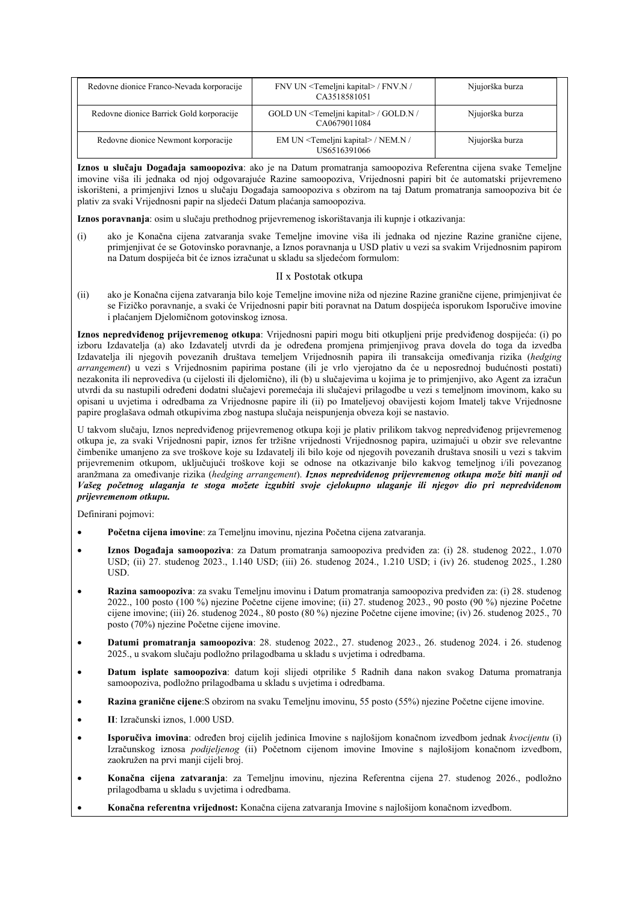| | | |
|---|---|---|
| Redovne dionice Franco-Nevada korporacije | FNV UN <Temeljni kapital> / FNV.N / CA3518581051 | Njujorška burza |
| Redovne dionice Barrick Gold korporacije | GOLD UN <Temeljni kapital> / GOLD.N / CA0679011084 | Njujorška burza |
| Redovne dionice Newmont korporacije | EM UN <Temeljni kapital> / NEM.N / US6516391066 | Njujorška burza |

**Iznos u slučaju Događaja samoopoziva**: ako je na Datum promatranja samoopoziva Referentna cijena svake Temeljne imovine viša ili jednaka od njoj odgovarajuće Razine samoopoziva, Vrijednosni papiri bit će automatski prijevremeno iskorišteni, a primjenjivi Iznos u slučaju Događaja samoopoziva s obzirom na taj Datum promatranja samoopoziva bit će plativ za svaki Vrijednosni papir na sljedeći Datum plaćanja samoopoziva.

**Iznos poravnanja**: osim u slučaju prethodnog prijevremenog iskorištavanja ili kupnje i otkazivanja:

(i) ako je Konačna cijena zatvaranja svake Temeljne imovine viša ili jednaka od njezine Razine granične cijene, primjenjivat će se Gotovinsko poravnanje, a Iznos poravnanja u USD plativ u vezi sa svakim Vrijednosnim papirom na Datum dospijeća bit će iznos izračunat u skladu sa sljedećom formulom:

II x Postotak otkupa

(ii) ako je Konačna cijena zatvaranja bilo koje Temeljne imovine niža od njezine Razine granične cijene, primjenjivat će se Fizičko poravnanje, a svaki će Vrijednosni papir biti poravnat na Datum dospijeća isporukom Isporučive imovine i plaćanjem Djelomičnom gotovinskog iznosa.

**Iznos nepredviđenog prijevremenog otkupa**: Vrijednosni papiri mogu biti otkupljeni prije predviđenog dospijeća: (i) po izboru Izdavatelja (a) ako Izdavatelj utvrdi da je određena promjena primjenjivog prava dovela do toga da izvedba Izdavatelja ili njegovih povezanih društava temeljem Vrijednosnih papira ili transakcija omeđivanja rizika (*hedging arrangement*) u vezi s Vrijednosnim papirima postane (ili je vrlo vjerojatno da će u neposrednoj budućnosti postati) nezakonita ili neprovediva (u cijelosti ili djelomično), ili (b) u slučajevima u kojima je to primjenjivo, ako Agent za izračun utvrdi da su nastupili određeni dodatni slučajevi poremećaja ili slučajevi prilagodbe u vezi s temeljnom imovinom, kako su opisani u uvjetima i odredbama za Vrijednosne papire ili (ii) po Imateljevoj obavijesti kojom Imatelj takve Vrijednosne papire proglašava odmah otkupivima zbog nastupa slučaja neispunjenja obveza koji se nastavio.

U takvom slučaju, Iznos nepredviđenog prijevremenog otkupa koji je plativ prilikom takvog nepredviđenog prijevremenog otkupa je, za svaki Vrijednosni papir, iznos fer tržišne vrijednosti Vrijednosnog papira, uzimajući u obzir sve relevantne čimbenike umanjeno za sve troškove koje su Izdavatelj ili bilo koje od njegovih povezanih društava snosili u vezi s takvim prijevremenim otkupom, uključujući troškove koji se odnose na otkazivanje bilo kakvog temeljnog i/ili povezanog aranžmana za omeđivanje rizika (*hedging arrangement*). ***Iznos nepredviđenog prijevremenog otkupa može biti manji od Vašeg početnog ulaganja te stoga možete izgubiti svoje cjelokupno ulaganje ili njegov dio pri nepredviđenom prijevremenom otkupu.***

Definirani pojmovi:

- **Početna cijena imovine**: za Temeljnu imovinu, njezina Početna cijena zatvaranja.
- **Iznos Događaja samoopoziva**: za Datum promatranja samoopoziva predviđen za: (i) 28. studenog 2022., 1.070 USD; (ii) 27. studenog 2023., 1.140 USD; (iii) 26. studenog 2024., 1.210 USD; i (iv) 26. studenog 2025., 1.280 USD.
- **Razina samoopoziva**: za svaku Temeljnu imovinu i Datum promatranja samoopoziva predviđen za: (i) 28. studenog 2022., 100 posto (100 %) njezine Početne cijene imovine; (ii) 27. studenog 2023., 90 posto (90 %) njezine Početne cijene imovine; (iii) 26. studenog 2024., 80 posto (80 %) njezine Početne cijene imovine; (iv) 26. studenog 2025., 70 posto (70%) njezine Početne cijene imovine.
- **Datumi promatranja samoopoziva**: 28. studenog 2022., 27. studenog 2023., 26. studenog 2024. i 26. studenog 2025., u svakom slučaju podložno prilagodbama u skladu s uvjetima i odredbama.
- **Datum isplate samoopoziva**: datum koji slijedi otprilike 5 Radnih dana nakon svakog Datuma promatranja samoopoziva, podložno prilagodbama u skladu s uvjetima i odredbama.
- **Razina granične cijene**:S obzirom na svaku Temeljnu imovinu, 55 posto (55%) njezine Početne cijene imovine.
- **II**: Izračunski iznos, 1.000 USD.
- **Isporučiva imovina**: određen broj cijelih jedinica Imovine s najlošijom konačnom izvedbom jednak *kvocijentu* (i) Izračunskog iznosa *podijeljenog* (ii) Početnom cijenom imovine Imovine s najlošijom konačnom izvedbom, zaokružen na prvi manji cijeli broj.
- **Konačna cijena zatvaranja**: za Temeljnu imovinu, njezina Referentna cijena 27. studenog 2026., podložno prilagodbama u skladu s uvjetima i odredbama.
- **Konačna referentna vrijednost:** Konačna cijena zatvaranja Imovine s najlošijom konačnom izvedbom.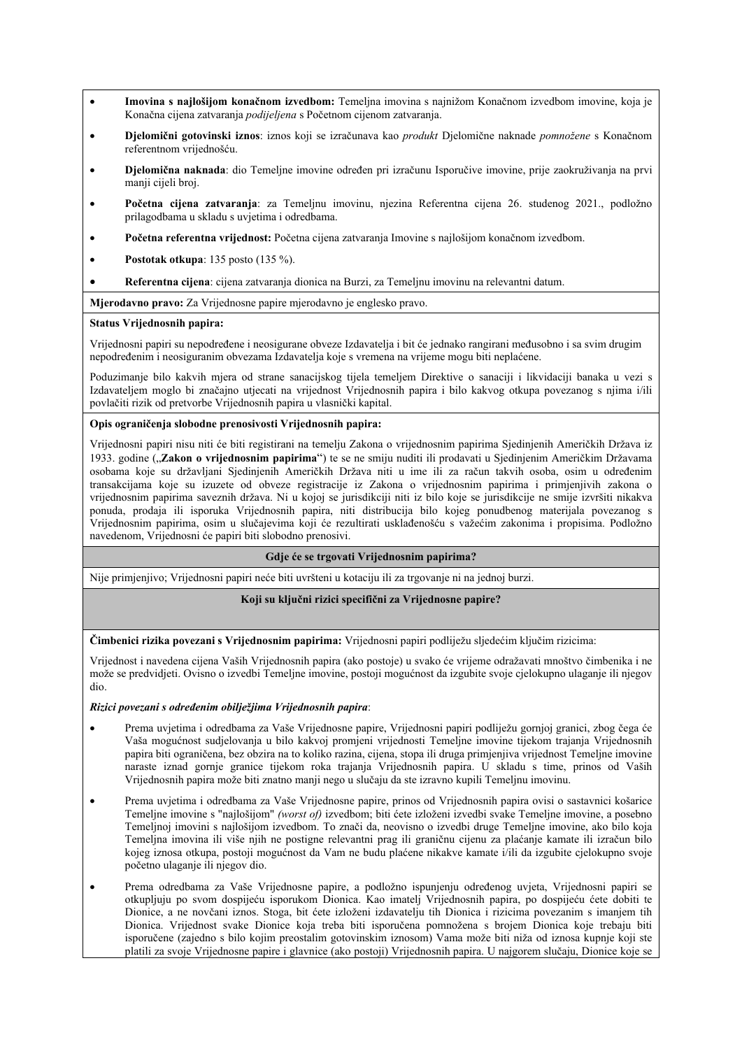- **Imovina s najlošijom konačnom izvedbom:** Temeljna imovina s najnižom Konačnom izvedbom imovine, koja je Konačna cijena zatvaranja *podijeljena* s Početnom cijenom zatvaranja.
- **Djelomični gotovinski iznos**: iznos koji se izračunava kao *produkt* Djelomične naknade *pomnožene* s Konačnom referentnom vrijednošću.
- **Djelomična naknada**: dio Temeljne imovine određen pri izračunu Isporučive imovine, prije zaokruživanja na prvi manji cijeli broj.
- **Početna cijena zatvaranja**: za Temeljnu imovinu, njezina Referentna cijena 26. studenog 2021., podložno prilagodbama u skladu s uvjetima i odredbama.
- **Početna referentna vrijednost:** Početna cijena zatvaranja Imovine s najlošijom konačnom izvedbom.
- **Postotak otkupa**: 135 posto (135 %).
- **Referentna cijena**: cijena zatvaranja dionica na Burzi, za Temeljnu imovinu na relevantni datum.

**Mjerodavno pravo:** Za Vrijednosne papire mjerodavno je englesko pravo.

**Status Vrijednosnih papira:**

Vrijednosni papiri su nepodređene i neosigurane obveze Izdavatelja i bit će jednako rangirani međusobno i sa svim drugim nepodređenim i neosiguranim obvezama Izdavatelja koje s vremena na vrijeme mogu biti neplaćene.

Poduzimanje bilo kakvih mjera od strane sanacijskog tijela temeljem Direktive o sanaciji i likvidaciji banaka u vezi s Izdavateljem moglo bi značajno utjecati na vrijednost Vrijednosnih papira i bilo kakvog otkupa povezanog s njima i/ili povlačiti rizik od pretvorbe Vrijednosnih papira u vlasnički kapital.

**Opis ograničenja slobodne prenosivosti Vrijednosnih papira:**

Vrijednosni papiri nisu niti će biti registirani na temelju Zakona o vrijednosnim papirima Sjedinjenih Američkih Država iz 1933. godine („**Zakon o vrijednosnim papirima**“) te se ne smiju nuditi ili prodavati u Sjedinjenim Američkim Državama osobama koje su državljani Sjedinjenih Američkih Država niti u ime ili za račun takvih osoba, osim u određenim transakcijama koje su izuzete od obveze registracije iz Zakona o vrijednosnim papirima i primjenjivih zakona o vrijednosnim papirima saveznih država. Ni u kojoj se jurisdikciji niti iz bilo koje se jurisdikcije ne smije izvršiti nikakva ponuda, prodaja ili isporuka Vrijednosnih papira, niti distribucija bilo kojeg ponudbenog materijala povezanog s Vrijednosnim papirima, osim u slučajevima koji će rezultirati usklađenošću s važećim zakonima i propisima. Podložno navedenom, Vrijednosni će papiri biti slobodno prenosivi.

**Gdje će se trgovati Vrijednosnim papirima?**

Nije primjenjivo; Vrijednosni papiri neće biti uvršteni u kotaciju ili za trgovanje ni na jednoj burzi.

**Koji su ključni rizici specifični za Vrijednosne papire?**

**Čimbenici rizika povezani s Vrijednosnim papirima:** Vrijednosni papiri podliježu sljedećim ključnim rizicima:

Vrijednost i navedena cijena Vaših Vrijednosnih papira (ako postoje) u svako će vrijeme odražavati mnoštvo čimbenika i ne može se predvidjeti. Ovisno o izvedbi Temeljne imovine, postoji mogućnost da izgubite svoje cjelokupno ulaganje ili njegov dio.

***Rizici povezani s određenim obilježjima Vrijednosnih papira***:

- Prema uvjetima i odredbama za Vaše Vrijednosne papire, Vrijednosni papiri podliježu gornjoj granici, zbog čega će Vaša mogućnost sudjelovanja u bilo kakvoj promjeni vrijednosti Temeljne imovine tijekom trajanja Vrijednosnih papira biti ograničena, bez obzira na to koliko razina, cijena, stopa ili druga primjenjiva vrijednost Temeljne imovine naraste iznad gornje granice tijekom roka trajanja Vrijednosnih papira. U skladu s time, prinos od Vaših Vrijednosnih papira može biti znatno manji nego u slučaju da ste izravno kupili Temeljnu imovinu.
- Prema uvjetima i odredbama za Vaše Vrijednosne papire, prinos od Vrijednosnih papira ovisi o sastavnici košarice Temeljne imovine s "najlošijom" *(worst of)* izvedbom; biti ćete izloženi izvedbi svake Temeljne imovine, a posebno Temeljnoj imovini s najlošijom izvedbom. To znači da, neovisno o izvedbi druge Temeljne imovine, ako bilo koja Temeljna imovina ili više njih ne postigne relevantni prag ili graničnu cijenu za plaćanje kamate ili izračun bilo kojeg iznosa otkupa, postoji mogućnost da Vam ne budu plaćene nikakve kamate i/ili da izgubite cjelokupno svoje početno ulaganje ili njegov dio.
- Prema odredbama za Vaše Vrijednosne papire, a podložno ispunjenju određenog uvjeta, Vrijednosni papiri se otkupljuju po svom dospijeću isporukom Dionica. Kao imatelj Vrijednosnih papira, po dospijeću ćete dobiti te Dionice, a ne novčani iznos. Stoga, bit ćete izloženi izdavatelju tih Dionica i rizicima povezanim s imanjem tih Dionica. Vrijednost svake Dionice koja treba biti isporučena pomnožena s brojem Dionica koje trebaju biti isporučene (zajedno s bilo kojim preostalim gotovinskim iznosom) Vama može biti niža od iznosa kupnje koji ste platili za svoje Vrijednosne papire i glavnice (ako postoji) Vrijednosnih papira. U najgorem slučaju, Dionice koje se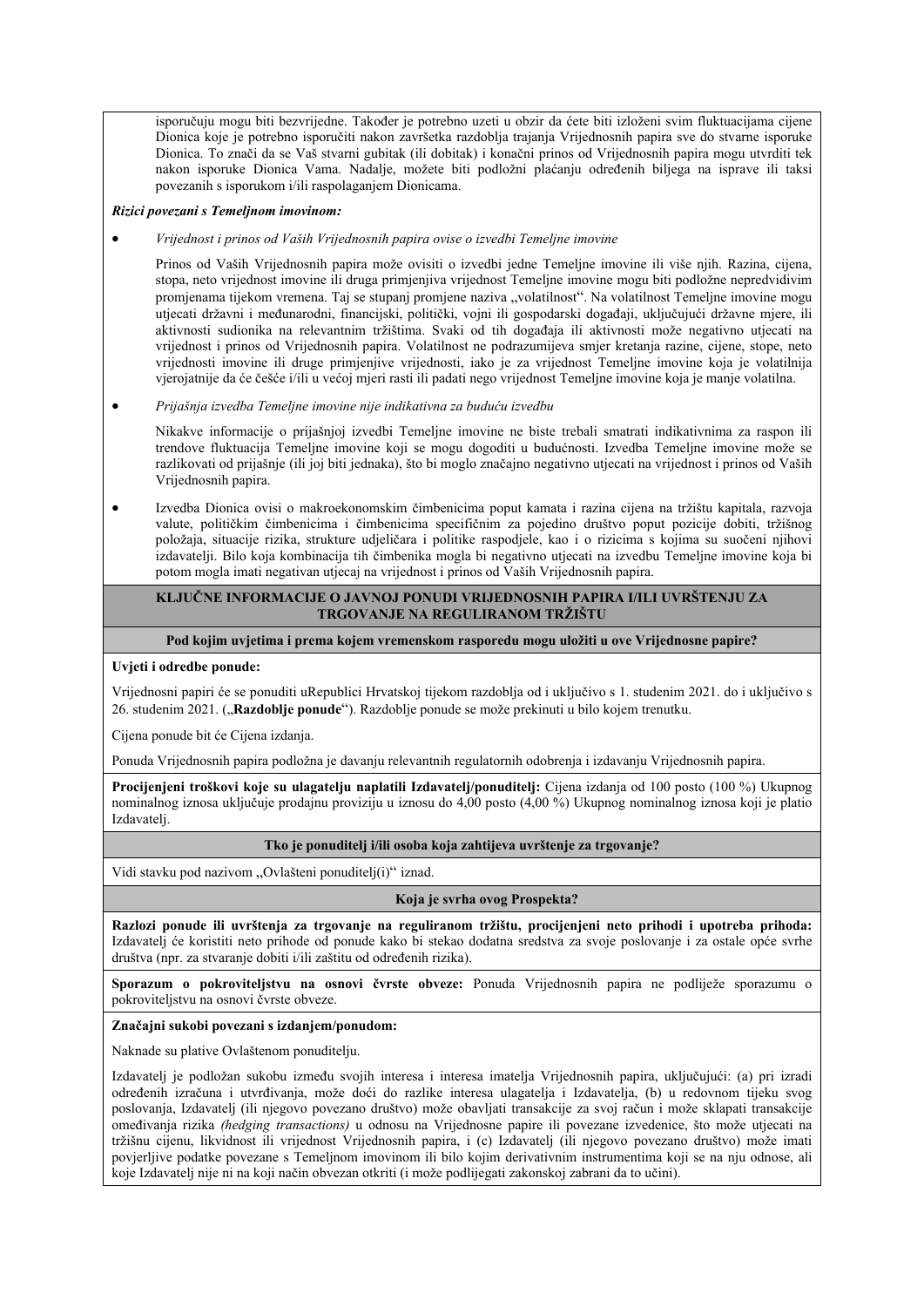isporučuju mogu biti bezvrijedne. Također je potrebno uzeti u obzir da ćete biti izloženi svim fluktuacijama cijene Dionica koje je potrebno isporučiti nakon završetka razdoblja trajanja Vrijednosnih papira sve do stvarne isporuke Dionica. To znači da se Vaš stvarni gubitak (ili dobitak) i konačni prinos od Vrijednosnih papira mogu utvrditi tek nakon isporuke Dionica Vama. Nadalje, možete biti podložni plaćanju određenih biljega na isprave ili taksi povezanih s isporukom i/ili raspolaganjem Dionicama.

***Rizici povezani s Temeljnom imovinom:***

- *Vrijednost i prinos od Vaših Vrijednosnih papira ovise o izvedbi Temeljne imovine*

  Prinos od Vaših Vrijednosnih papira može ovisiti o izvedbi jedne Temeljne imovine ili više njih. Razina, cijena, stopa, neto vrijednost imovine ili druga primjenjiva vrijednost Temeljne imovine mogu biti podložne nepredvidivim promjenama tijekom vremena. Taj se stupanj promjene naziva „volatilnost". Na volatilnost Temeljne imovine mogu utjecati državni i međunarodni, financijski, politički, vojni ili gospodarski događaji, uključujući državne mjere, ili aktivnosti sudionika na relevantnim tržištima. Svaki od tih događaja ili aktivnosti može negativno utjecati na vrijednost i prinos od Vaših Vrijednosnih papira. Volatilnost ne podrazumijeva smjer kretanja razine, cijene, stope, neto vrijednosti imovine ili druge primjenjive vrijednosti, iako je za vrijednost Temeljne imovine koja je volatilnija vjerojatnije da će češće i/ili u većoj mjeri rasti ili padati nego vrijednost Temeljne imovine koja je manje volatilna.

- *Prijašnja izvedba Temeljne imovine nije indikativna za buduću izvedbu*

  Nikakve informacije o prijašnjoj izvedbi Temeljne imovine ne biste trebali smatrati indikativnima za raspon ili trendove fluktuacija Temeljne imovine koji se mogu dogoditi u budućnosti. Izvedba Temeljne imovine može se razlikovati od prijašnje (ili joj biti jednaka), što bi moglo značajno negativno utjecati na vrijednost i prinos od Vaših Vrijednosnih papira.

- Izvedba Dionica ovisi o makroekonomskim čimbenicima poput kamata i razina cijena na tržištu kapitala, razvoja valute, političkim čimbenicima i čimbenicima specifičnim za pojedino društvo poput pozicije dobiti, tržišnog položaja, situacije rizika, strukture udjeličara i politike raspodjele, kao i o rizicima s kojima su suočeni njihovi izdavatelji. Bilo koja kombinacija tih čimbenika mogla bi negativno utjecati na izvedbu Temeljne imovine koja bi potom mogla imati negativan utjecaj na vrijednost i prinos od Vaših Vrijednosnih papira.

## KLJUČNE INFORMACIJE O JAVNOJ PONUDI VRIJEDNOSNIH PAPIRA I/ILI UVRŠTENJU ZA TRGOVANJE NA REGULIRANOM TRŽIŠTU

### Pod kojim uvjetima i prema kojem vremenskom rasporedu mogu uložiti u ove Vrijednosne papire?

**Uvjeti i odredbe ponude:**

Vrijednosni papiri će se ponuditi uRepublici Hrvatskoj tijekom razdoblja od i uključivo s 1. studenim 2021. do i uključivo s 26. studenim 2021. („**Razdoblje ponude**"). Razdoblje ponude se može prekinuti u bilo kojem trenutku.

Cijena ponude bit će Cijena izdanja.

Ponuda Vrijednosnih papira podložna je davanju relevantnih regulatornih odobrenja i izdavanju Vrijednosnih papira.

**Procijenjeni troškovi koje su ulagatelju naplatili Izdavatelj/ponuditelj:** Cijena izdanja od 100 posto (100 %) Ukupnog nominalnog iznosa uključuje prodajnu proviziju u iznosu do 4,00 posto (4,00 %) Ukupnog nominalnog iznosa koji je platio Izdavatelj.

### Tko je ponuditelj i/ili osoba koja zahtijeva uvrštenje za trgovanje?

Vidi stavku pod nazivom „Ovlašteni ponuditelj(i)" iznad.

### Koja je svrha ovog Prospekta?

**Razlozi ponude ili uvrštenja za trgovanje na reguliranom tržištu, procijenjeni neto prihodi i upotreba prihoda:** Izdavatelj će koristiti neto prihode od ponude kako bi stekao dodatna sredstva za svoje poslovanje i za ostale opće svrhe društva (npr. za stvaranje dobiti i/ili zaštitu od određenih rizika).

**Sporazum o pokroviteljstvu na osnovi čvrste obveze:** Ponuda Vrijednosnih papira ne podliježe sporazumu o pokroviteljstvu na osnovi čvrste obveze.

**Značajni sukobi povezani s izdanjem/ponudom:**

Naknade su plative Ovlaštenom ponuditelju.

Izdavatelj je podložan sukobu između svojih interesa i interesa imatelja Vrijednosnih papira, uključujući: (a) pri izradi određenih izračuna i utvrđivanja, može doći do razlike interesa ulagatelja i Izdavatelja, (b) u redovnom tijeku svog poslovanja, Izdavatelj (ili njegovo povezano društvo) može obavljati transakcije za svoj račun i može sklapati transakcije omeđivanja rizika *(hedging transactions)* u odnosu na Vrijednosne papire ili povezane izvedenice, što može utjecati na tržišnu cijenu, likvidnost ili vrijednost Vrijednosnih papira, i (c) Izdavatelj (ili njegovo povezano društvo) može imati povjerljive podatke povezane s Temeljnom imovinom ili bilo kojim derivativnim instrumentima koji se na nju odnose, ali koje Izdavatelj nije ni na koji način obvezan otkriti (i može podlijegati zakonskoj zabrani da to učini).